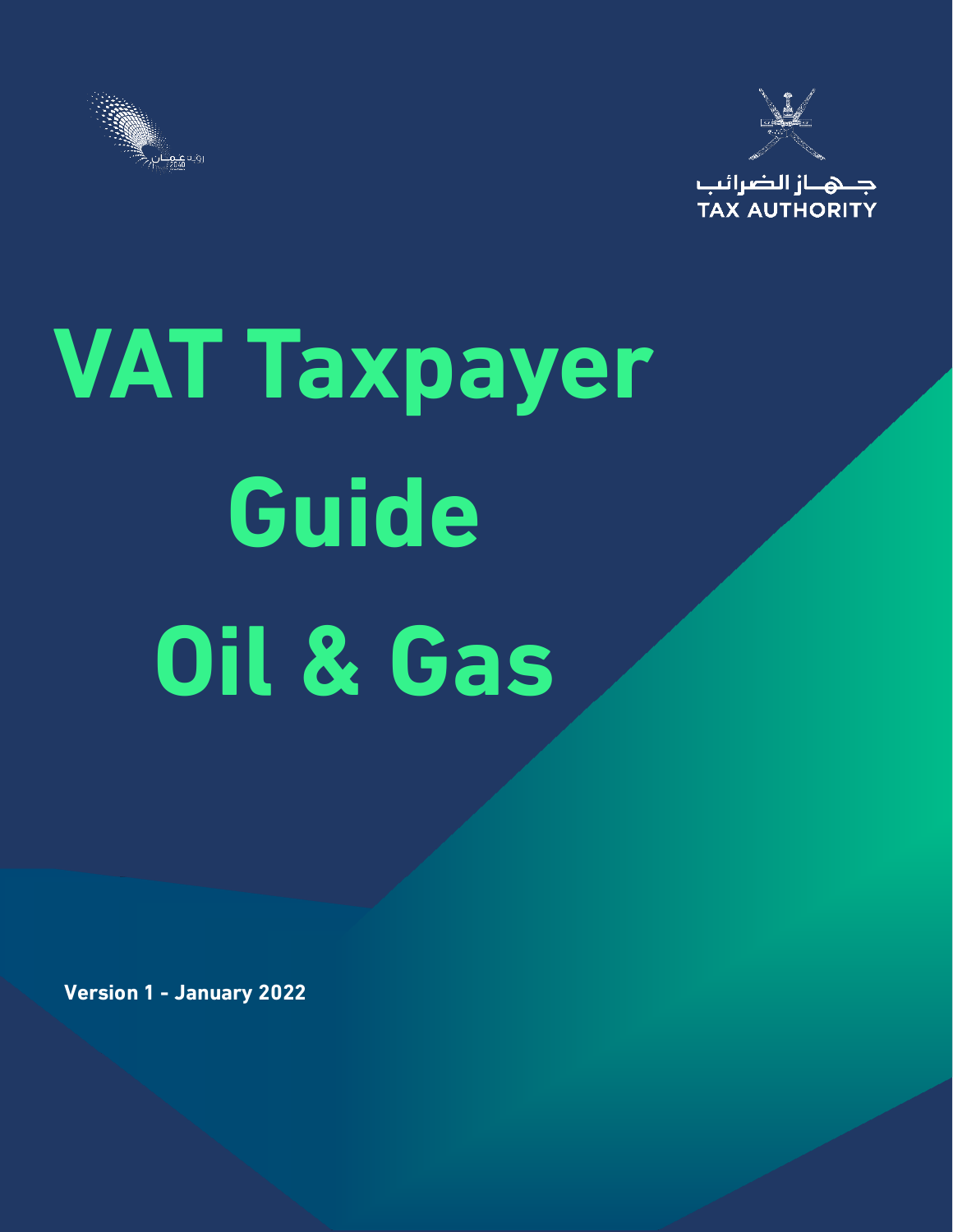جـهـاز الضرائب
TAX AUTHORITY

# VAT Taxpayer Guide Oil & Gas

**Version 1 - January 2022**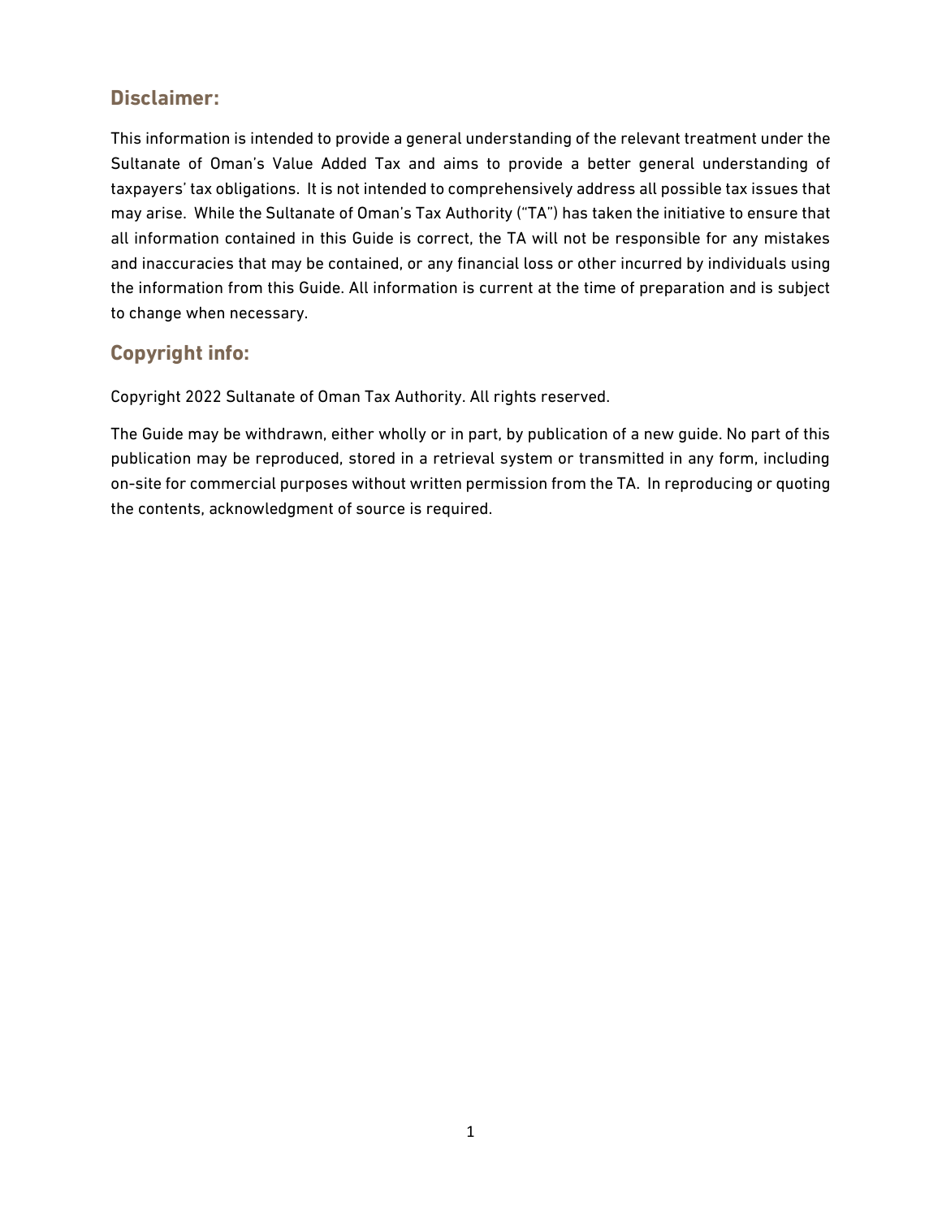## Disclaimer:

This information is intended to provide a general understanding of the relevant treatment under the Sultanate of Oman's Value Added Tax and aims to provide a better general understanding of taxpayers' tax obligations. It is not intended to comprehensively address all possible tax issues that may arise. While the Sultanate of Oman's Tax Authority ("TA") has taken the initiative to ensure that all information contained in this Guide is correct, the TA will not be responsible for any mistakes and inaccuracies that may be contained, or any financial loss or other incurred by individuals using the information from this Guide. All information is current at the time of preparation and is subject to change when necessary.

## Copyright info:

Copyright 2022 Sultanate of Oman Tax Authority. All rights reserved.

The Guide may be withdrawn, either wholly or in part, by publication of a new guide. No part of this publication may be reproduced, stored in a retrieval system or transmitted in any form, including on-site for commercial purposes without written permission from the TA. In reproducing or quoting the contents, acknowledgment of source is required.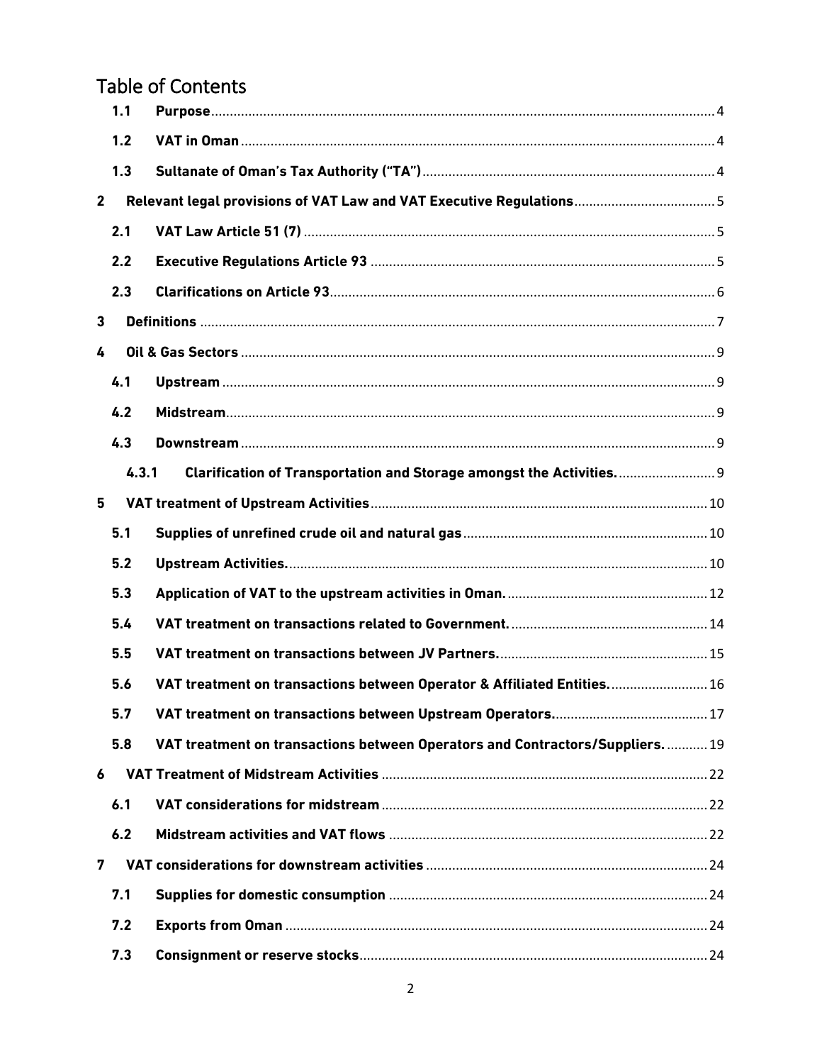# Table of Contents

- 1.1 **Purpose** ..... 4
- 1.2 **VAT in Oman** ..... 4
- 1.3 **Sultanate of Oman's Tax Authority ("TA")** ..... 4
- 2 **Relevant legal provisions of VAT Law and VAT Executive Regulations** ..... 5
  - 2.1 **VAT Law Article 51 (7)** ..... 5
  - 2.2 **Executive Regulations Article 93** ..... 5
  - 2.3 **Clarifications on Article 93** ..... 6
- 3 **Definitions** ..... 7
- 4 **Oil & Gas Sectors** ..... 9
  - 4.1 **Upstream** ..... 9
  - 4.2 **Midstream** ..... 9
  - 4.3 **Downstream** ..... 9
    - 4.3.1 **Clarification of Transportation and Storage amongst the Activities.** ..... 9
- 5 **VAT treatment of Upstream Activities** ..... 10
  - 5.1 **Supplies of unrefined crude oil and natural gas** ..... 10
  - 5.2 **Upstream Activities.** ..... 10
  - 5.3 **Application of VAT to the upstream activities in Oman.** ..... 12
  - 5.4 **VAT treatment on transactions related to Government.** ..... 14
  - 5.5 **VAT treatment on transactions between JV Partners.** ..... 15
  - 5.6 **VAT treatment on transactions between Operator & Affiliated Entities.** ..... 16
  - 5.7 **VAT treatment on transactions between Upstream Operators.** ..... 17
  - 5.8 **VAT treatment on transactions between Operators and Contractors/Suppliers.** ..... 19
- 6 **VAT Treatment of Midstream Activities** ..... 22
  - 6.1 **VAT considerations for midstream** ..... 22
  - 6.2 **Midstream activities and VAT flows** ..... 22
- 7 **VAT considerations for downstream activities** ..... 24
  - 7.1 **Supplies for domestic consumption** ..... 24
  - 7.2 **Exports from Oman** ..... 24
  - 7.3 **Consignment or reserve stocks** ..... 24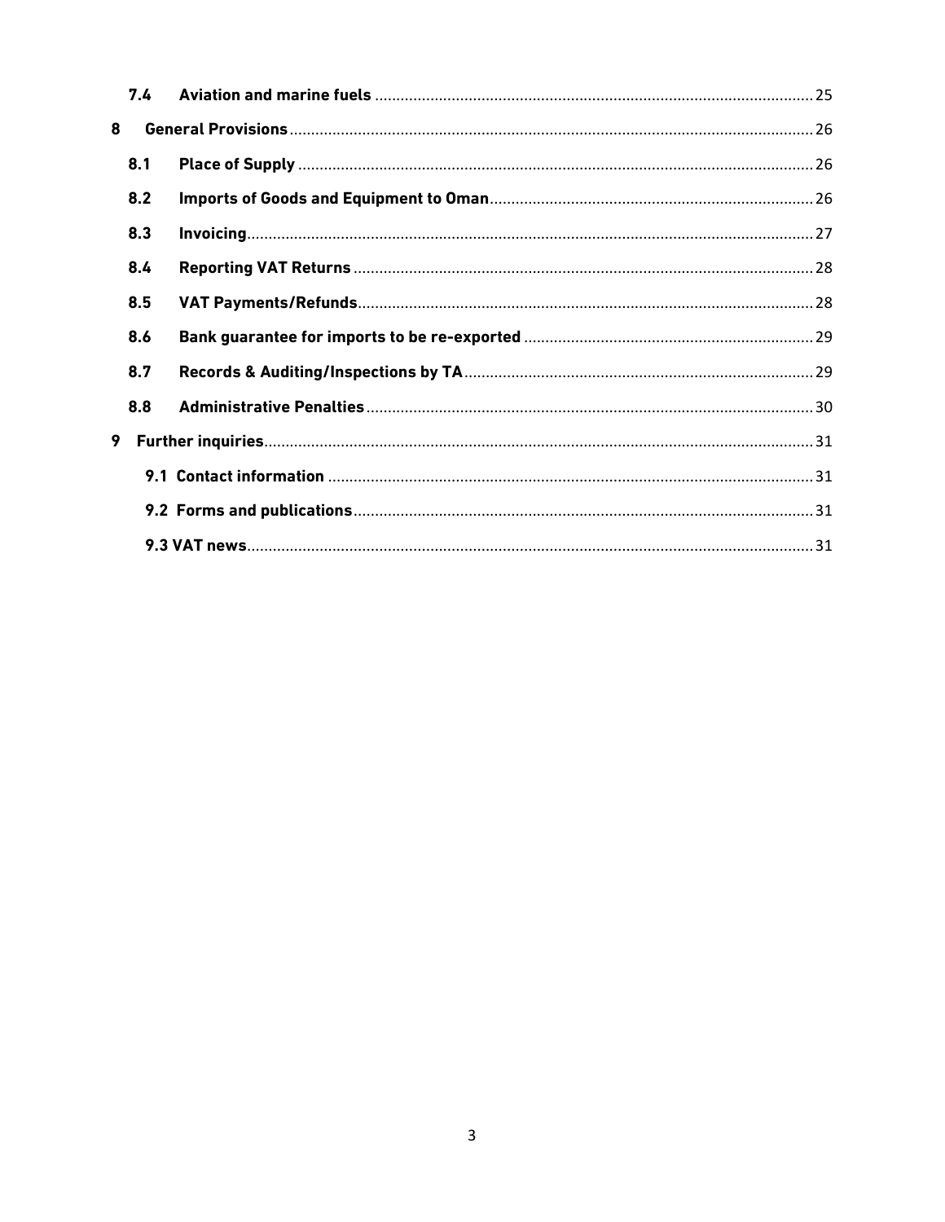7.4 **Aviation and marine fuels** ........ 25

8 **General Provisions** ........ 26

8.1 **Place of Supply** ........ 26

8.2 **Imports of Goods and Equipment to Oman** ........ 26

8.3 **Invoicing** ........ 27

8.4 **Reporting VAT Returns** ........ 28

8.5 **VAT Payments/Refunds** ........ 28

8.6 **Bank guarantee for imports to be re-exported** ........ 29

8.7 **Records & Auditing/Inspections by TA** ........ 29

8.8 **Administrative Penalties** ........ 30

9 **Further inquiries** ........ 31

9.1 **Contact information** ........ 31

9.2 **Forms and publications** ........ 31

9.3 **VAT news** ........ 31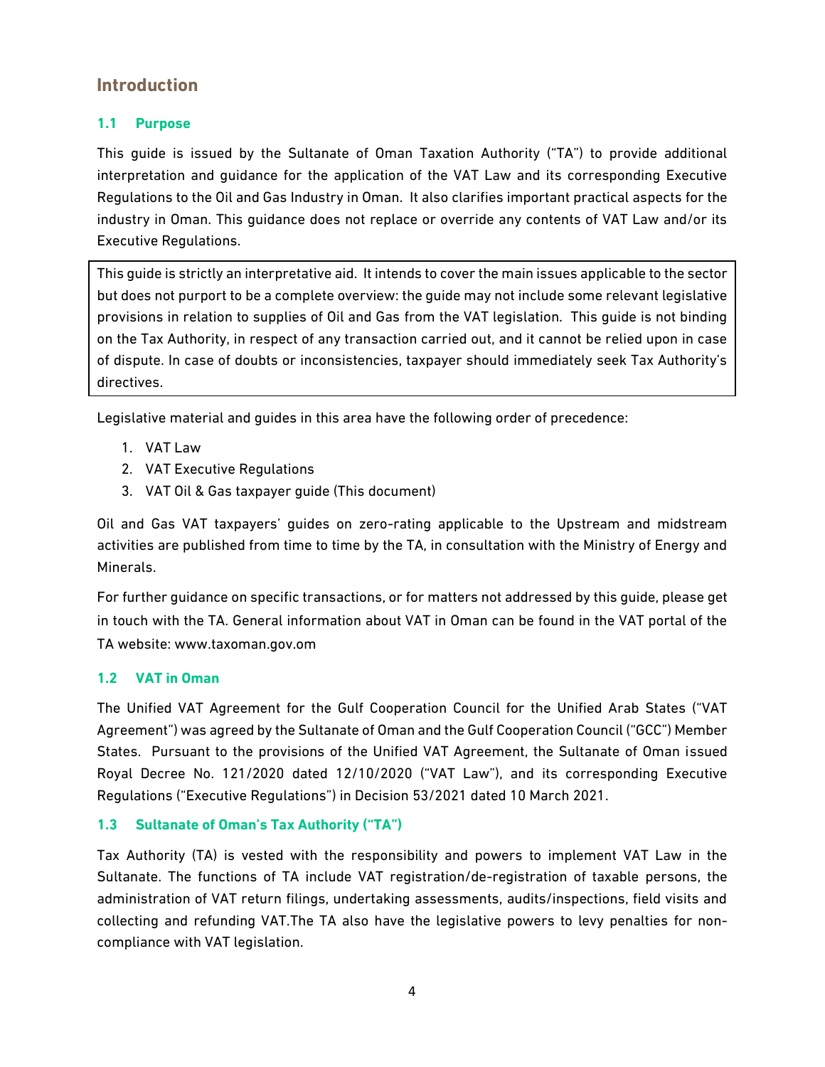# Introduction

## 1.1 Purpose

This guide is issued by the Sultanate of Oman Taxation Authority ("TA") to provide additional interpretation and guidance for the application of the VAT Law and its corresponding Executive Regulations to the Oil and Gas Industry in Oman. It also clarifies important practical aspects for the industry in Oman. This guidance does not replace or override any contents of VAT Law and/or its Executive Regulations.

This guide is strictly an interpretative aid. It intends to cover the main issues applicable to the sector but does not purport to be a complete overview: the guide may not include some relevant legislative provisions in relation to supplies of Oil and Gas from the VAT legislation. This guide is not binding on the Tax Authority, in respect of any transaction carried out, and it cannot be relied upon in case of dispute. In case of doubts or inconsistencies, taxpayer should immediately seek Tax Authority's directives.

Legislative material and guides in this area have the following order of precedence:

1. VAT Law
2. VAT Executive Regulations
3. VAT Oil & Gas taxpayer guide (This document)

Oil and Gas VAT taxpayers' guides on zero-rating applicable to the Upstream and midstream activities are published from time to time by the TA, in consultation with the Ministry of Energy and Minerals.

For further guidance on specific transactions, or for matters not addressed by this guide, please get in touch with the TA. General information about VAT in Oman can be found in the VAT portal of the TA website: www.taxoman.gov.om

## 1.2 VAT in Oman

The Unified VAT Agreement for the Gulf Cooperation Council for the Unified Arab States ("VAT Agreement") was agreed by the Sultanate of Oman and the Gulf Cooperation Council ("GCC") Member States. Pursuant to the provisions of the Unified VAT Agreement, the Sultanate of Oman issued Royal Decree No. 121/2020 dated 12/10/2020 ("VAT Law"), and its corresponding Executive Regulations ("Executive Regulations") in Decision 53/2021 dated 10 March 2021.

## 1.3 Sultanate of Oman's Tax Authority ("TA")

Tax Authority (TA) is vested with the responsibility and powers to implement VAT Law in the Sultanate. The functions of TA include VAT registration/de-registration of taxable persons, the administration of VAT return filings, undertaking assessments, audits/inspections, field visits and collecting and refunding VAT.The TA also have the legislative powers to levy penalties for non-compliance with VAT legislation.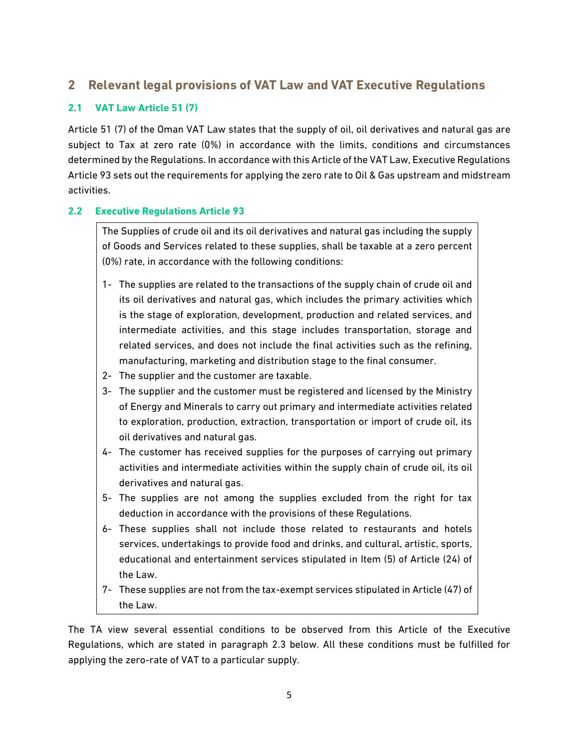## 2 Relevant legal provisions of VAT Law and VAT Executive Regulations

### 2.1 VAT Law Article 51 (7)

Article 51 (7) of the Oman VAT Law states that the supply of oil, oil derivatives and natural gas are subject to Tax at zero rate (0%) in accordance with the limits, conditions and circumstances determined by the Regulations. In accordance with this Article of the VAT Law, Executive Regulations Article 93 sets out the requirements for applying the zero rate to Oil & Gas upstream and midstream activities.

### 2.2 Executive Regulations Article 93

> The Supplies of crude oil and its oil derivatives and natural gas including the supply of Goods and Services related to these supplies, shall be taxable at a zero percent (0%) rate, in accordance with the following conditions:
>
> 1- The supplies are related to the transactions of the supply chain of crude oil and its oil derivatives and natural gas, which includes the primary activities which is the stage of exploration, development, production and related services, and intermediate activities, and this stage includes transportation, storage and related services, and does not include the final activities such as the refining, manufacturing, marketing and distribution stage to the final consumer.
>
> 2- The supplier and the customer are taxable.
>
> 3- The supplier and the customer must be registered and licensed by the Ministry of Energy and Minerals to carry out primary and intermediate activities related to exploration, production, extraction, transportation or import of crude oil, its oil derivatives and natural gas.
>
> 4- The customer has received supplies for the purposes of carrying out primary activities and intermediate activities within the supply chain of crude oil, its oil derivatives and natural gas.
>
> 5- The supplies are not among the supplies excluded from the right for tax deduction in accordance with the provisions of these Regulations.
>
> 6- These supplies shall not include those related to restaurants and hotels services, undertakings to provide food and drinks, and cultural, artistic, sports, educational and entertainment services stipulated in Item (5) of Article (24) of the Law.
>
> 7- These supplies are not from the tax-exempt services stipulated in Article (47) of the Law.

The TA view several essential conditions to be observed from this Article of the Executive Regulations, which are stated in paragraph 2.3 below. All these conditions must be fulfilled for applying the zero-rate of VAT to a particular supply.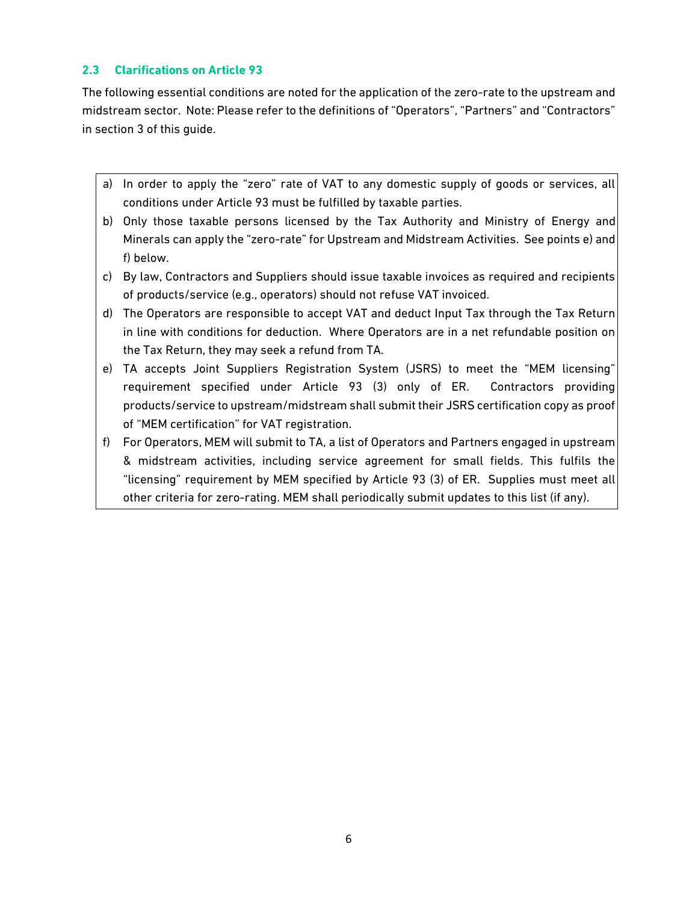### 2.3 Clarifications on Article 93

The following essential conditions are noted for the application of the zero-rate to the upstream and midstream sector. Note: Please refer to the definitions of "Operators", "Partners" and "Contractors" in section 3 of this guide.

a) In order to apply the "zero" rate of VAT to any domestic supply of goods or services, all conditions under Article 93 must be fulfilled by taxable parties.

b) Only those taxable persons licensed by the Tax Authority and Ministry of Energy and Minerals can apply the "zero-rate" for Upstream and Midstream Activities. See points e) and f) below.

c) By law, Contractors and Suppliers should issue taxable invoices as required and recipients of products/service (e.g., operators) should not refuse VAT invoiced.

d) The Operators are responsible to accept VAT and deduct Input Tax through the Tax Return in line with conditions for deduction. Where Operators are in a net refundable position on the Tax Return, they may seek a refund from TA.

e) TA accepts Joint Suppliers Registration System (JSRS) to meet the "MEM licensing" requirement specified under Article 93 (3) only of ER. Contractors providing products/service to upstream/midstream shall submit their JSRS certification copy as proof of "MEM certification" for VAT registration.

f) For Operators, MEM will submit to TA, a list of Operators and Partners engaged in upstream & midstream activities, including service agreement for small fields. This fulfils the "licensing" requirement by MEM specified by Article 93 (3) of ER. Supplies must meet all other criteria for zero-rating. MEM shall periodically submit updates to this list (if any).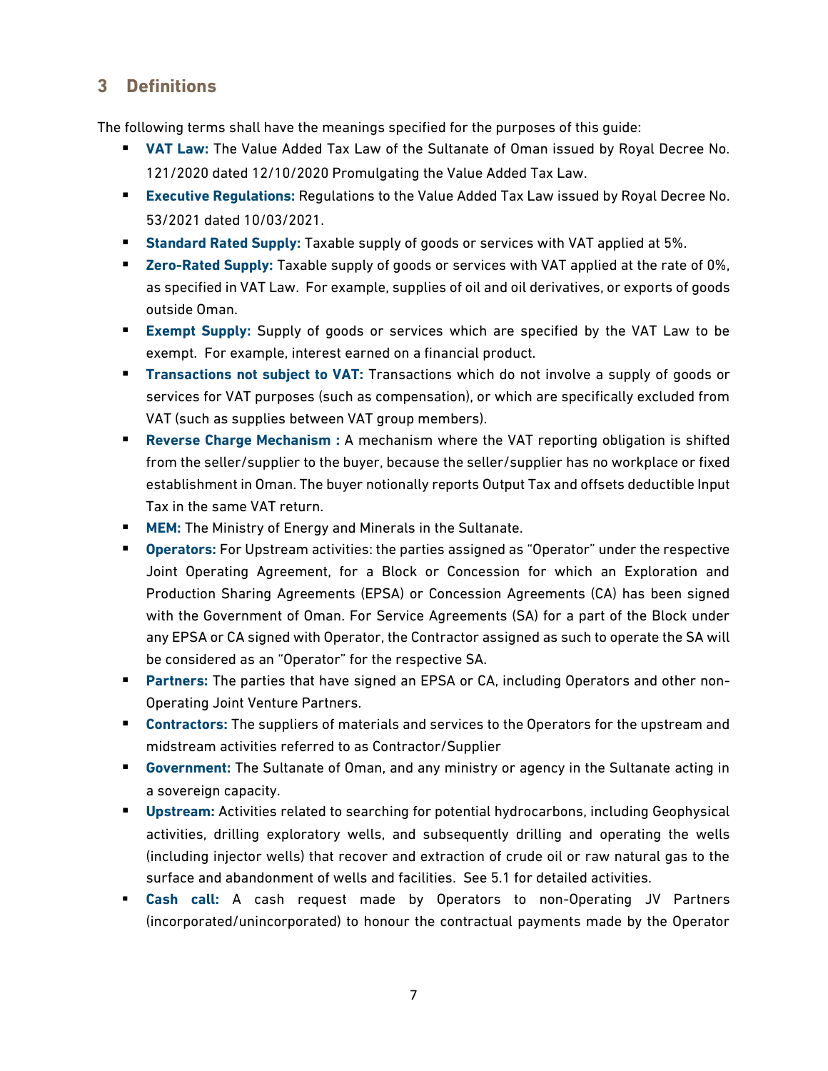## 3 Definitions

The following terms shall have the meanings specified for the purposes of this guide:

- **VAT Law:** The Value Added Tax Law of the Sultanate of Oman issued by Royal Decree No. 121/2020 dated 12/10/2020 Promulgating the Value Added Tax Law.
- **Executive Regulations:** Regulations to the Value Added Tax Law issued by Royal Decree No. 53/2021 dated 10/03/2021.
- **Standard Rated Supply:** Taxable supply of goods or services with VAT applied at 5%.
- **Zero-Rated Supply:** Taxable supply of goods or services with VAT applied at the rate of 0%, as specified in VAT Law. For example, supplies of oil and oil derivatives, or exports of goods outside Oman.
- **Exempt Supply:** Supply of goods or services which are specified by the VAT Law to be exempt. For example, interest earned on a financial product.
- **Transactions not subject to VAT:** Transactions which do not involve a supply of goods or services for VAT purposes (such as compensation), or which are specifically excluded from VAT (such as supplies between VAT group members).
- **Reverse Charge Mechanism :** A mechanism where the VAT reporting obligation is shifted from the seller/supplier to the buyer, because the seller/supplier has no workplace or fixed establishment in Oman. The buyer notionally reports Output Tax and offsets deductible Input Tax in the same VAT return.
- **MEM:** The Ministry of Energy and Minerals in the Sultanate.
- **Operators:** For Upstream activities: the parties assigned as "Operator" under the respective Joint Operating Agreement, for a Block or Concession for which an Exploration and Production Sharing Agreements (EPSA) or Concession Agreements (CA) has been signed with the Government of Oman. For Service Agreements (SA) for a part of the Block under any EPSA or CA signed with Operator, the Contractor assigned as such to operate the SA will be considered as an "Operator" for the respective SA.
- **Partners:** The parties that have signed an EPSA or CA, including Operators and other non-Operating Joint Venture Partners.
- **Contractors:** The suppliers of materials and services to the Operators for the upstream and midstream activities referred to as Contractor/Supplier
- **Government:** The Sultanate of Oman, and any ministry or agency in the Sultanate acting in a sovereign capacity.
- **Upstream:** Activities related to searching for potential hydrocarbons, including Geophysical activities, drilling exploratory wells, and subsequently drilling and operating the wells (including injector wells) that recover and extraction of crude oil or raw natural gas to the surface and abandonment of wells and facilities. See 5.1 for detailed activities.
- **Cash call:** A cash request made by Operators to non-Operating JV Partners (incorporated/unincorporated) to honour the contractual payments made by the Operator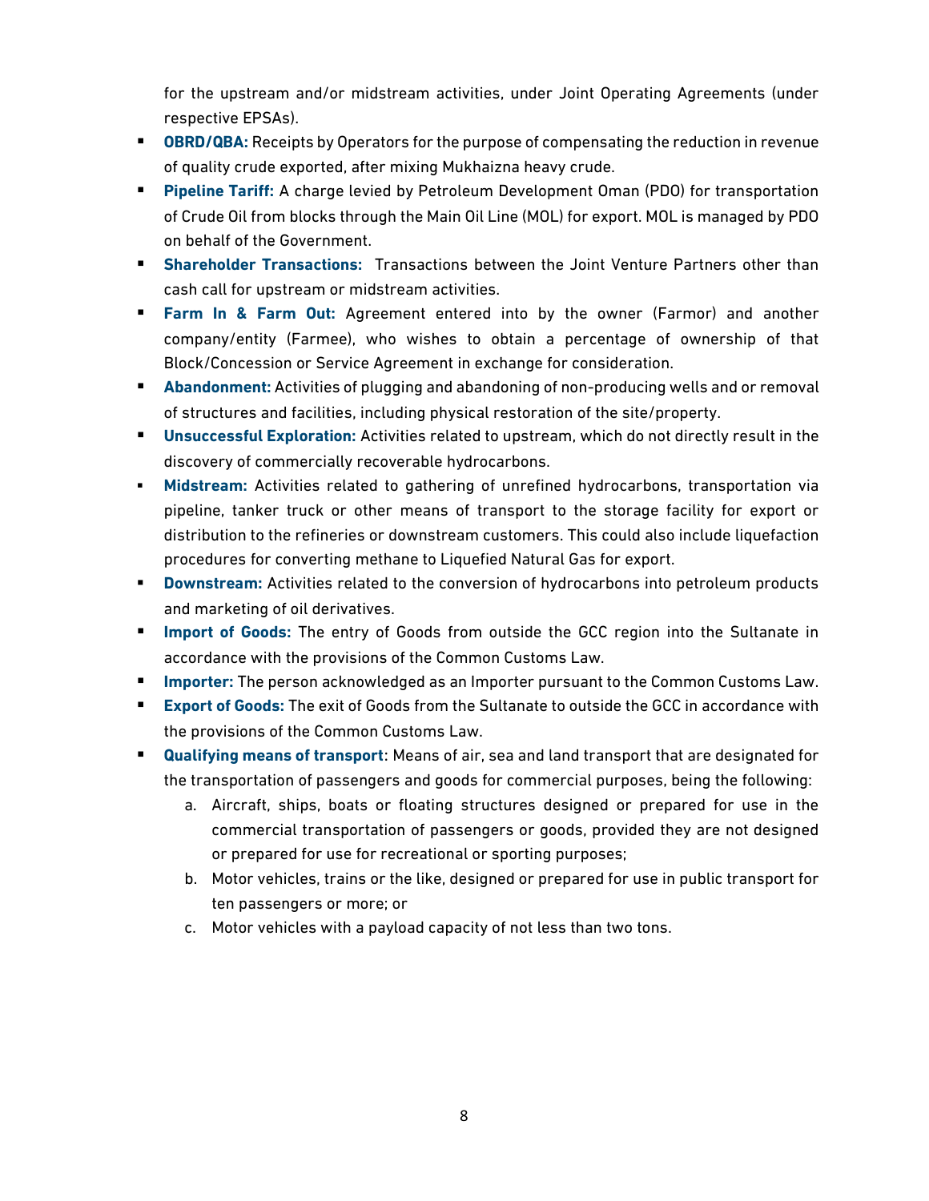for the upstream and/or midstream activities, under Joint Operating Agreements (under respective EPSAs).

- **OBRD/QBA:** Receipts by Operators for the purpose of compensating the reduction in revenue of quality crude exported, after mixing Mukhaizna heavy crude.
- **Pipeline Tariff:** A charge levied by Petroleum Development Oman (PDO) for transportation of Crude Oil from blocks through the Main Oil Line (MOL) for export. MOL is managed by PDO on behalf of the Government.
- **Shareholder Transactions:** Transactions between the Joint Venture Partners other than cash call for upstream or midstream activities.
- **Farm In & Farm Out:** Agreement entered into by the owner (Farmor) and another company/entity (Farmee), who wishes to obtain a percentage of ownership of that Block/Concession or Service Agreement in exchange for consideration.
- **Abandonment:** Activities of plugging and abandoning of non-producing wells and or removal of structures and facilities, including physical restoration of the site/property.
- **Unsuccessful Exploration:** Activities related to upstream, which do not directly result in the discovery of commercially recoverable hydrocarbons.
- **Midstream:** Activities related to gathering of unrefined hydrocarbons, transportation via pipeline, tanker truck or other means of transport to the storage facility for export or distribution to the refineries or downstream customers. This could also include liquefaction procedures for converting methane to Liquefied Natural Gas for export.
- **Downstream:** Activities related to the conversion of hydrocarbons into petroleum products and marketing of oil derivatives.
- **Import of Goods:** The entry of Goods from outside the GCC region into the Sultanate in accordance with the provisions of the Common Customs Law.
- **Importer:** The person acknowledged as an Importer pursuant to the Common Customs Law.
- **Export of Goods:** The exit of Goods from the Sultanate to outside the GCC in accordance with the provisions of the Common Customs Law.
- **Qualifying means of transport**: Means of air, sea and land transport that are designated for the transportation of passengers and goods for commercial purposes, being the following:
  a. Aircraft, ships, boats or floating structures designed or prepared for use in the commercial transportation of passengers or goods, provided they are not designed or prepared for use for recreational or sporting purposes;
  b. Motor vehicles, trains or the like, designed or prepared for use in public transport for ten passengers or more; or
  c. Motor vehicles with a payload capacity of not less than two tons.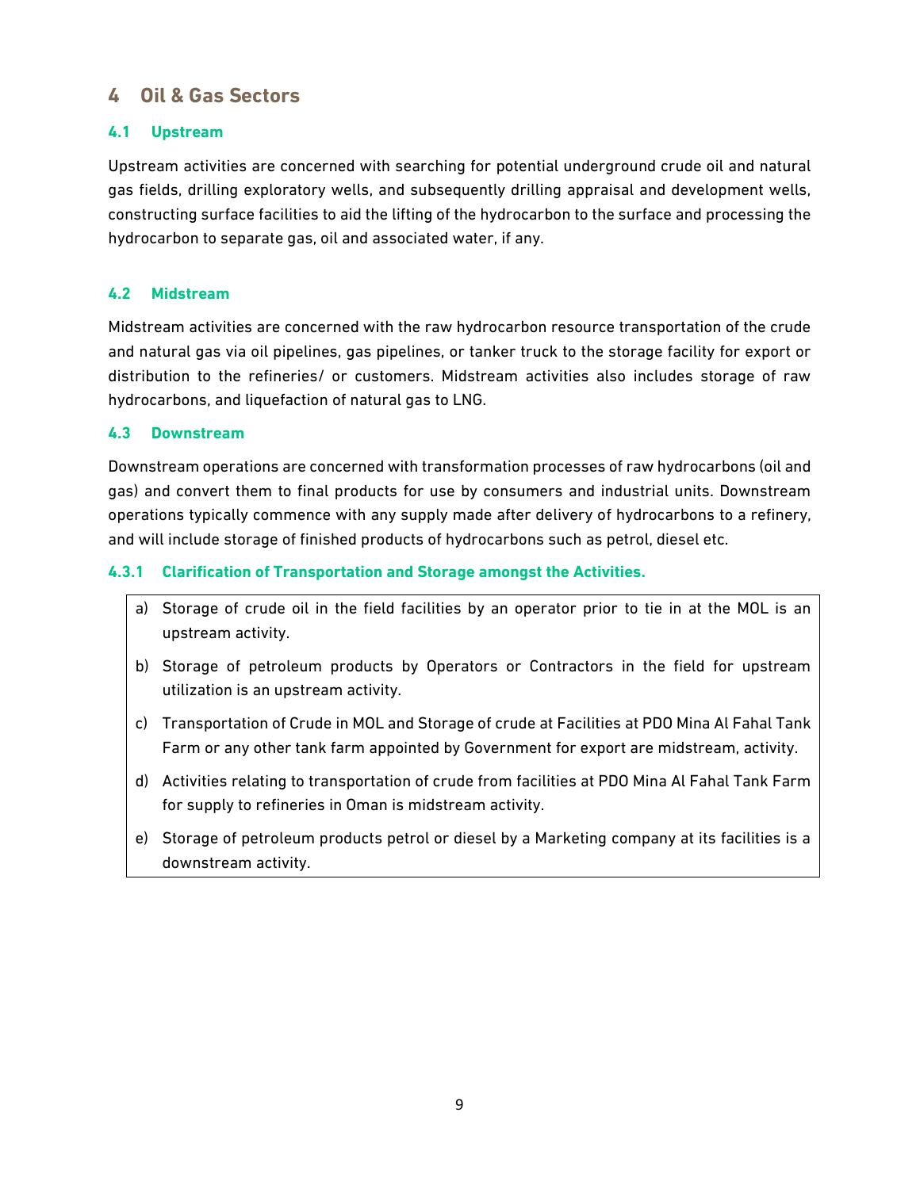# 4 Oil & Gas Sectors

## 4.1 Upstream

Upstream activities are concerned with searching for potential underground crude oil and natural gas fields, drilling exploratory wells, and subsequently drilling appraisal and development wells, constructing surface facilities to aid the lifting of the hydrocarbon to the surface and processing the hydrocarbon to separate gas, oil and associated water, if any.

## 4.2 Midstream

Midstream activities are concerned with the raw hydrocarbon resource transportation of the crude and natural gas via oil pipelines, gas pipelines, or tanker truck to the storage facility for export or distribution to the refineries/ or customers. Midstream activities also includes storage of raw hydrocarbons, and liquefaction of natural gas to LNG.

## 4.3 Downstream

Downstream operations are concerned with transformation processes of raw hydrocarbons (oil and gas) and convert them to final products for use by consumers and industrial units. Downstream operations typically commence with any supply made after delivery of hydrocarbons to a refinery, and will include storage of finished products of hydrocarbons such as petrol, diesel etc.

### 4.3.1 Clarification of Transportation and Storage amongst the Activities.

a) Storage of crude oil in the field facilities by an operator prior to tie in at the MOL is an upstream activity.

b) Storage of petroleum products by Operators or Contractors in the field for upstream utilization is an upstream activity.

c) Transportation of Crude in MOL and Storage of crude at Facilities at PDO Mina Al Fahal Tank Farm or any other tank farm appointed by Government for export are midstream, activity.

d) Activities relating to transportation of crude from facilities at PDO Mina Al Fahal Tank Farm for supply to refineries in Oman is midstream activity.

e) Storage of petroleum products petrol or diesel by a Marketing company at its facilities is a downstream activity.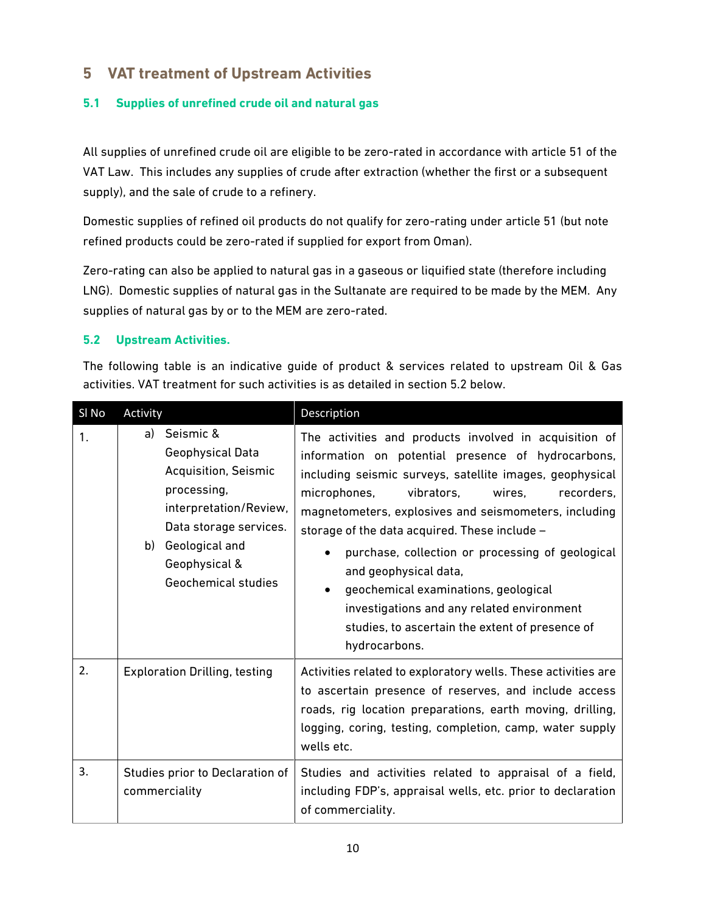## 5 VAT treatment of Upstream Activities

### 5.1 Supplies of unrefined crude oil and natural gas

All supplies of unrefined crude oil are eligible to be zero-rated in accordance with article 51 of the VAT Law. This includes any supplies of crude after extraction (whether the first or a subsequent supply), and the sale of crude to a refinery.

Domestic supplies of refined oil products do not qualify for zero-rating under article 51 (but note refined products could be zero-rated if supplied for export from Oman).

Zero-rating can also be applied to natural gas in a gaseous or liquified state (therefore including LNG). Domestic supplies of natural gas in the Sultanate are required to be made by the MEM. Any supplies of natural gas by or to the MEM are zero-rated.

### 5.2 Upstream Activities.

The following table is an indicative guide of product & services related to upstream Oil & Gas activities. VAT treatment for such activities is as detailed in section 5.2 below.

| Sl No | Activity | Description |
|---|---|---|
| 1. | a) Seismic & Geophysical Data Acquisition, Seismic processing, interpretation/Review, Data storage services.<br>b) Geological and Geophysical & Geochemical studies | The activities and products involved in acquisition of information on potential presence of hydrocarbons, including seismic surveys, satellite images, geophysical microphones, vibrators, wires, recorders, magnetometers, explosives and seismometers, including storage of the data acquired. These include –<br>• purchase, collection or processing of geological and geophysical data,<br>• geochemical examinations, geological investigations and any related environment studies, to ascertain the extent of presence of hydrocarbons. |
| 2. | Exploration Drilling, testing | Activities related to exploratory wells. These activities are to ascertain presence of reserves, and include access roads, rig location preparations, earth moving, drilling, logging, coring, testing, completion, camp, water supply wells etc. |
| 3. | Studies prior to Declaration of commerciality | Studies and activities related to appraisal of a field, including FDP's, appraisal wells, etc. prior to declaration of commerciality. |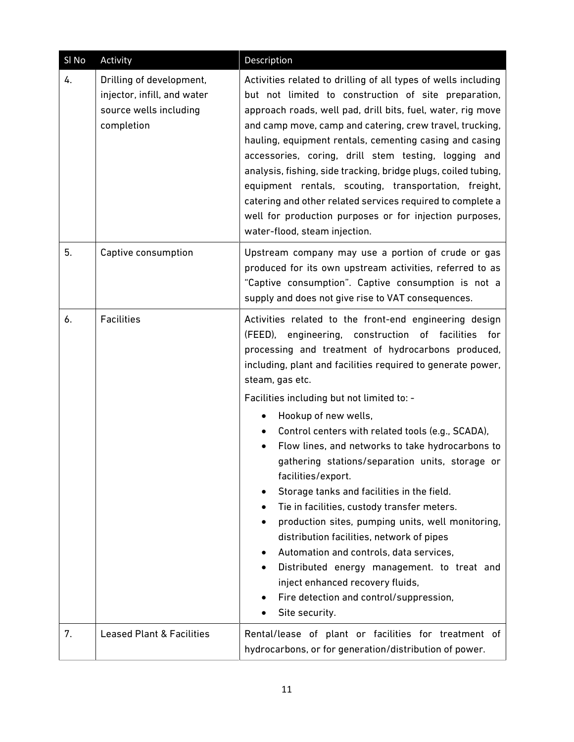| Sl No | Activity | Description |
| --- | --- | --- |
| 4. | Drilling of development, injector, infill, and water source wells including completion | Activities related to drilling of all types of wells including but not limited to construction of site preparation, approach roads, well pad, drill bits, fuel, water, rig move and camp move, camp and catering, crew travel, trucking, hauling, equipment rentals, cementing casing and casing accessories, coring, drill stem testing, logging and analysis, fishing, side tracking, bridge plugs, coiled tubing, equipment rentals, scouting, transportation, freight, catering and other related services required to complete a well for production purposes or for injection purposes, water-flood, steam injection. |
| 5. | Captive consumption | Upstream company may use a portion of crude or gas produced for its own upstream activities, referred to as "Captive consumption". Captive consumption is not a supply and does not give rise to VAT consequences. |
| 6. | Facilities | Activities related to the front-end engineering design (FEED), engineering, construction of facilities for processing and treatment of hydrocarbons produced, including, plant and facilities required to generate power, steam, gas etc.<br><br>Facilities including but not limited to: -<br><br>• Hookup of new wells,<br>• Control centers with related tools (e.g., SCADA),<br>• Flow lines, and networks to take hydrocarbons to gathering stations/separation units, storage or facilities/export.<br>• Storage tanks and facilities in the field.<br>• Tie in facilities, custody transfer meters.<br>• production sites, pumping units, well monitoring, distribution facilities, network of pipes<br>• Automation and controls, data services,<br>• Distributed energy management. to treat and inject enhanced recovery fluids,<br>• Fire detection and control/suppression,<br>• Site security. |
| 7. | Leased Plant & Facilities | Rental/lease of plant or facilities for treatment of hydrocarbons, or for generation/distribution of power. |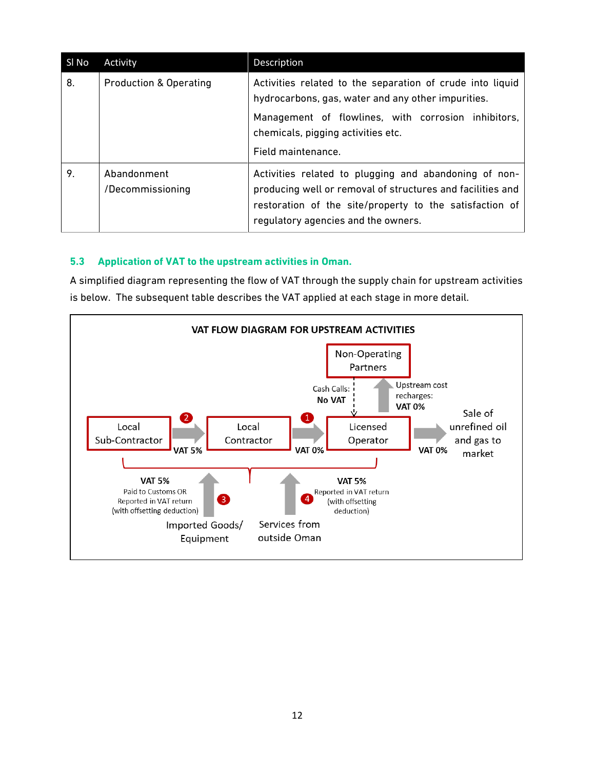| Sl No | Activity | Description |
|---|---|---|
| 8. | Production & Operating | Activities related to the separation of crude into liquid hydrocarbons, gas, water and any other impurities.<br>Management of flowlines, with corrosion inhibitors, chemicals, pigging activities etc.<br>Field maintenance. |
| 9. | Abandonment /Decommissioning | Activities related to plugging and abandoning of non-producing well or removal of structures and facilities and restoration of the site/property to the satisfaction of regulatory agencies and the owners. |

### 5.3 Application of VAT to the upstream activities in Oman.

A simplified diagram representing the flow of VAT through the supply chain for upstream activities is below. The subsequent table describes the VAT applied at each stage in more detail.

**VAT FLOW DIAGRAM FOR UPSTREAM ACTIVITIES**

- Non-Operating Partners
  - Cash Calls: **No VAT**
  - Upstream cost recharges: **VAT 0%**
- (2) Local Sub-Contractor → Local Contractor: **VAT 5%**
- (1) Local Contractor → Licensed Operator: **VAT 0%**
- Licensed Operator → Sale of unrefined oil and gas to market: **VAT 0%**
- (3) Imported Goods/ Equipment: **VAT 5%** Paid to Customs OR Reported in VAT return (with offsetting deduction)
- (4) Services from outside Oman: **VAT 5%** Reported in VAT return (with offsetting deduction)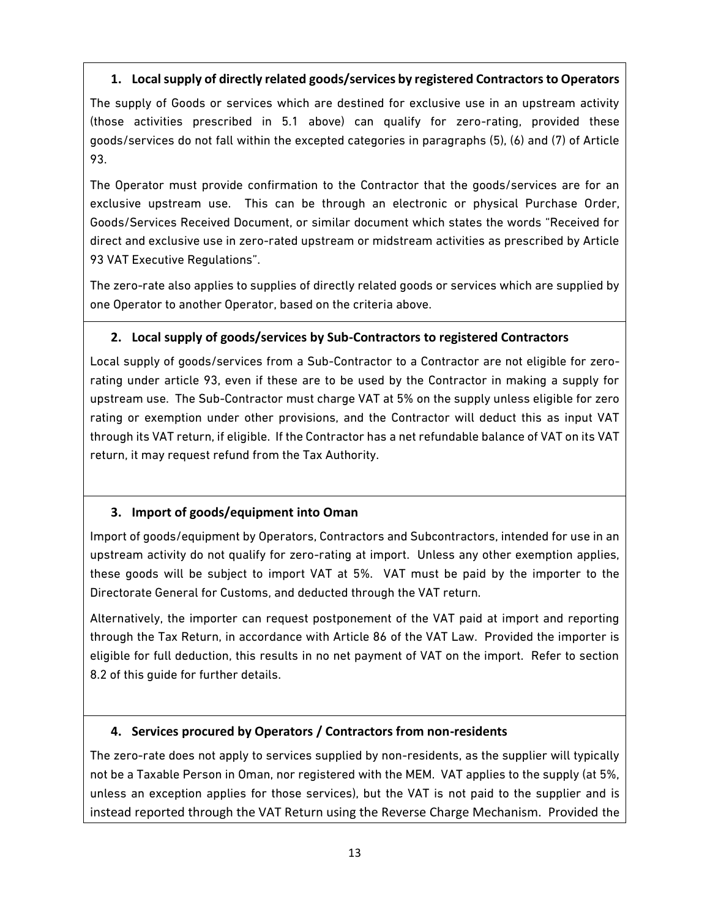### 1. Local supply of directly related goods/services by registered Contractors to Operators

The supply of Goods or services which are destined for exclusive use in an upstream activity (those activities prescribed in 5.1 above) can qualify for zero-rating, provided these goods/services do not fall within the excepted categories in paragraphs (5), (6) and (7) of Article 93.

The Operator must provide confirmation to the Contractor that the goods/services are for an exclusive upstream use. This can be through an electronic or physical Purchase Order, Goods/Services Received Document, or similar document which states the words "Received for direct and exclusive use in zero-rated upstream or midstream activities as prescribed by Article 93 VAT Executive Regulations".

The zero-rate also applies to supplies of directly related goods or services which are supplied by one Operator to another Operator, based on the criteria above.

### 2. Local supply of goods/services by Sub-Contractors to registered Contractors

Local supply of goods/services from a Sub-Contractor to a Contractor are not eligible for zero-rating under article 93, even if these are to be used by the Contractor in making a supply for upstream use. The Sub-Contractor must charge VAT at 5% on the supply unless eligible for zero rating or exemption under other provisions, and the Contractor will deduct this as input VAT through its VAT return, if eligible. If the Contractor has a net refundable balance of VAT on its VAT return, it may request refund from the Tax Authority.

### 3. Import of goods/equipment into Oman

Import of goods/equipment by Operators, Contractors and Subcontractors, intended for use in an upstream activity do not qualify for zero-rating at import. Unless any other exemption applies, these goods will be subject to import VAT at 5%. VAT must be paid by the importer to the Directorate General for Customs, and deducted through the VAT return.

Alternatively, the importer can request postponement of the VAT paid at import and reporting through the Tax Return, in accordance with Article 86 of the VAT Law. Provided the importer is eligible for full deduction, this results in no net payment of VAT on the import. Refer to section 8.2 of this guide for further details.

### 4. Services procured by Operators / Contractors from non-residents

The zero-rate does not apply to services supplied by non-residents, as the supplier will typically not be a Taxable Person in Oman, nor registered with the MEM. VAT applies to the supply (at 5%, unless an exception applies for those services), but the VAT is not paid to the supplier and is instead reported through the VAT Return using the Reverse Charge Mechanism. Provided the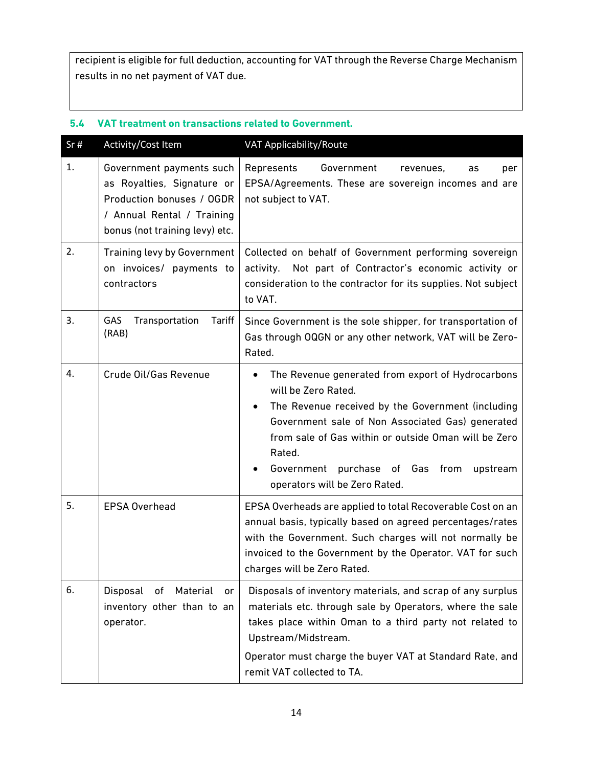| recipient is eligible for full deduction, accounting for VAT through the Reverse Charge Mechanism results in no net payment of VAT due. |
| --- |

## 5.4 VAT treatment on transactions related to Government.

| Sr # | Activity/Cost Item | VAT Applicability/Route |
| --- | --- | --- |
| 1. | Government payments such as Royalties, Signature or Production bonuses / OGDR / Annual Rental / Training bonus (not training levy) etc. | Represents Government revenues, as per EPSA/Agreements. These are sovereign incomes and are not subject to VAT. |
| 2. | Training levy by Government on invoices/ payments to contractors | Collected on behalf of Government performing sovereign activity. Not part of Contractor's economic activity or consideration to the contractor for its supplies. Not subject to VAT. |
| 3. | GAS Transportation Tariff (RAB) | Since Government is the sole shipper, for transportation of Gas through OQGN or any other network, VAT will be Zero-Rated. |
| 4. | Crude Oil/Gas Revenue | • The Revenue generated from export of Hydrocarbons will be Zero Rated.<br>• The Revenue received by the Government (including Government sale of Non Associated Gas) generated from sale of Gas within or outside Oman will be Zero Rated.<br>• Government purchase of Gas from upstream operators will be Zero Rated. |
| 5. | EPSA Overhead | EPSA Overheads are applied to total Recoverable Cost on an annual basis, typically based on agreed percentages/rates with the Government. Such charges will not normally be invoiced to the Government by the Operator. VAT for such charges will be Zero Rated. |
| 6. | Disposal of Material or inventory other than to an operator. | Disposals of inventory materials, and scrap of any surplus materials etc. through sale by Operators, where the sale takes place within Oman to a third party not related to Upstream/Midstream.<br><br>Operator must charge the buyer VAT at Standard Rate, and remit VAT collected to TA. |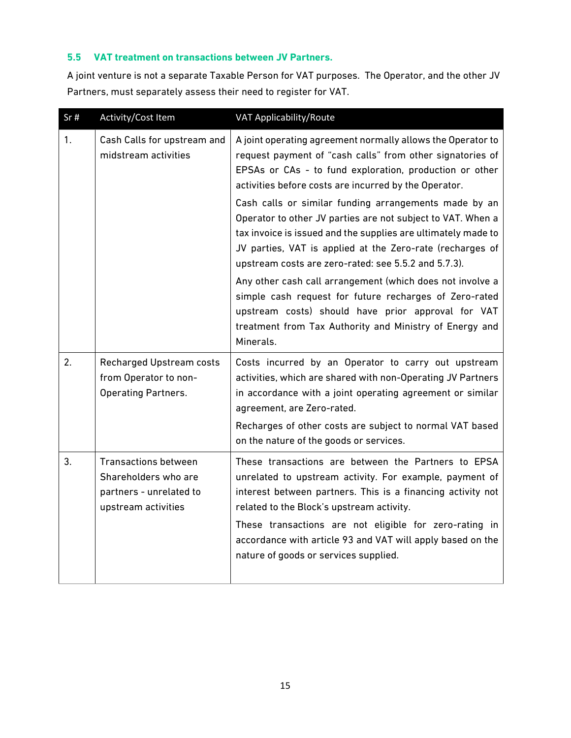### 5.5 VAT treatment on transactions between JV Partners.

A joint venture is not a separate Taxable Person for VAT purposes. The Operator, and the other JV Partners, must separately assess their need to register for VAT.

| Sr # | Activity/Cost Item | VAT Applicability/Route |
|---|---|---|
| 1. | Cash Calls for upstream and midstream activities | A joint operating agreement normally allows the Operator to request payment of "cash calls" from other signatories of EPSAs or CAs - to fund exploration, production or other activities before costs are incurred by the Operator.<br><br>Cash calls or similar funding arrangements made by an Operator to other JV parties are not subject to VAT. When a tax invoice is issued and the supplies are ultimately made to JV parties, VAT is applied at the Zero-rate (recharges of upstream costs are zero-rated: see 5.5.2 and 5.7.3).<br><br>Any other cash call arrangement (which does not involve a simple cash request for future recharges of Zero-rated upstream costs) should have prior approval for VAT treatment from Tax Authority and Ministry of Energy and Minerals. |
| 2. | Recharged Upstream costs from Operator to non-Operating Partners. | Costs incurred by an Operator to carry out upstream activities, which are shared with non-Operating JV Partners in accordance with a joint operating agreement or similar agreement, are Zero-rated.<br><br>Recharges of other costs are subject to normal VAT based on the nature of the goods or services. |
| 3. | Transactions between Shareholders who are partners - unrelated to upstream activities | These transactions are between the Partners to EPSA unrelated to upstream activity. For example, payment of interest between partners. This is a financing activity not related to the Block's upstream activity.<br><br>These transactions are not eligible for zero-rating in accordance with article 93 and VAT will apply based on the nature of goods or services supplied. |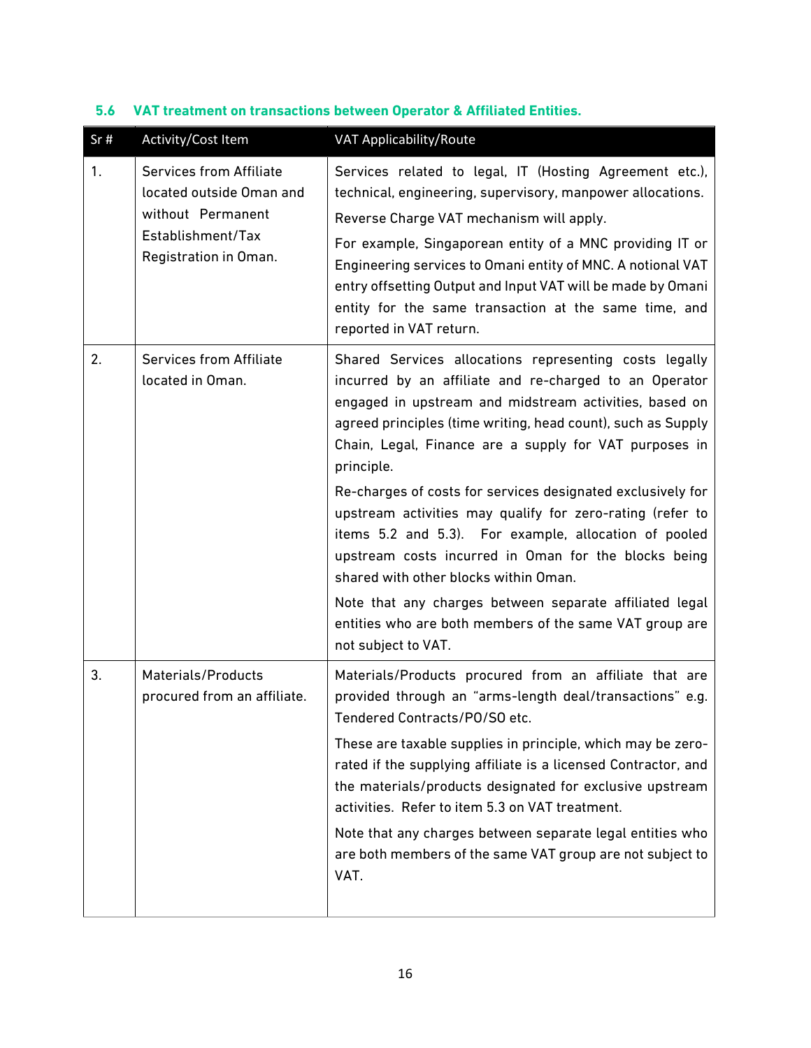### 5.6 VAT treatment on transactions between Operator & Affiliated Entities.

| Sr # | Activity/Cost Item | VAT Applicability/Route |
|---|---|---|
| 1. | Services from Affiliate located outside Oman and without Permanent Establishment/Tax Registration in Oman. | Services related to legal, IT (Hosting Agreement etc.), technical, engineering, supervisory, manpower allocations. <br><br> Reverse Charge VAT mechanism will apply. <br><br> For example, Singaporean entity of a MNC providing IT or Engineering services to Omani entity of MNC. A notional VAT entry offsetting Output and Input VAT will be made by Omani entity for the same transaction at the same time, and reported in VAT return. |
| 2. | Services from Affiliate located in Oman. | Shared Services allocations representing costs legally incurred by an affiliate and re-charged to an Operator engaged in upstream and midstream activities, based on agreed principles (time writing, head count), such as Supply Chain, Legal, Finance are a supply for VAT purposes in principle. <br><br> Re-charges of costs for services designated exclusively for upstream activities may qualify for zero-rating (refer to items 5.2 and 5.3). For example, allocation of pooled upstream costs incurred in Oman for the blocks being shared with other blocks within Oman. <br><br> Note that any charges between separate affiliated legal entities who are both members of the same VAT group are not subject to VAT. |
| 3. | Materials/Products procured from an affiliate. | Materials/Products procured from an affiliate that are provided through an "arms-length deal/transactions" e.g. Tendered Contracts/PO/SO etc. <br><br> These are taxable supplies in principle, which may be zero-rated if the supplying affiliate is a licensed Contractor, and the materials/products designated for exclusive upstream activities. Refer to item 5.3 on VAT treatment. <br><br> Note that any charges between separate legal entities who are both members of the same VAT group are not subject to VAT. |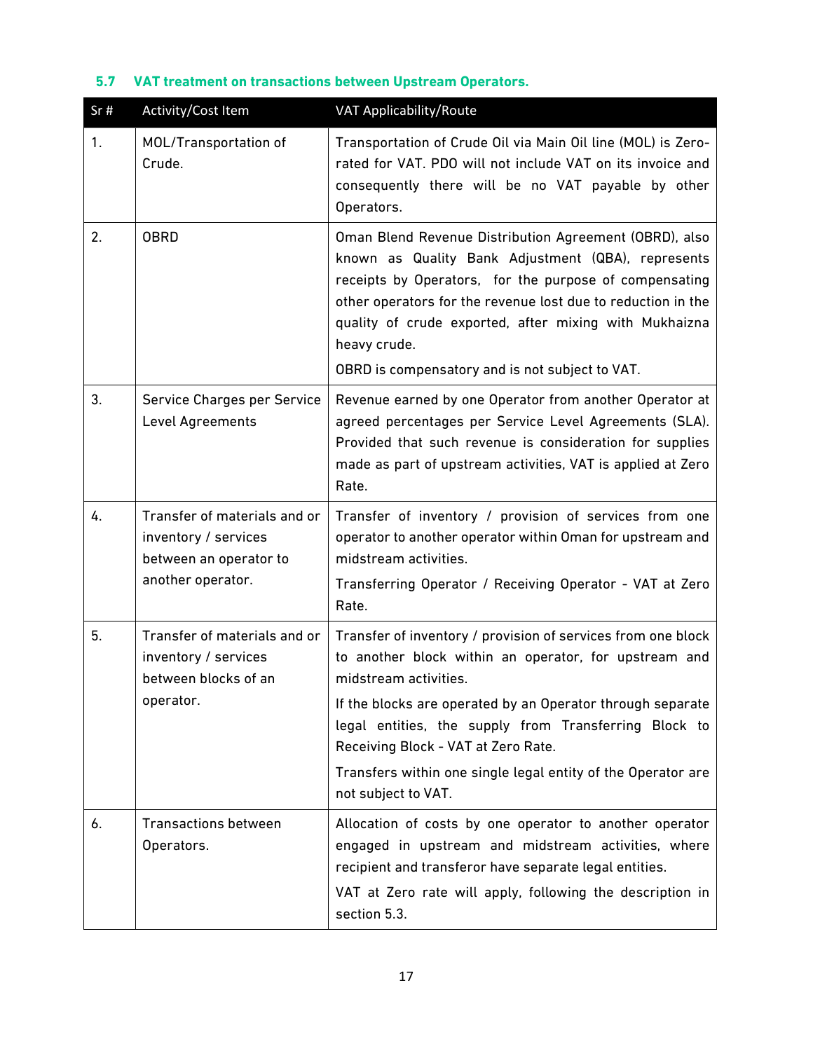### 5.7 VAT treatment on transactions between Upstream Operators.

| Sr # | Activity/Cost Item | VAT Applicability/Route |
|---|---|---|
| 1. | MOL/Transportation of Crude. | Transportation of Crude Oil via Main Oil line (MOL) is Zero-rated for VAT. PDO will not include VAT on its invoice and consequently there will be no VAT payable by other Operators. |
| 2. | OBRD | Oman Blend Revenue Distribution Agreement (OBRD), also known as Quality Bank Adjustment (QBA), represents receipts by Operators, for the purpose of compensating other operators for the revenue lost due to reduction in the quality of crude exported, after mixing with Mukhaizna heavy crude.<br><br>OBRD is compensatory and is not subject to VAT. |
| 3. | Service Charges per Service Level Agreements | Revenue earned by one Operator from another Operator at agreed percentages per Service Level Agreements (SLA). Provided that such revenue is consideration for supplies made as part of upstream activities, VAT is applied at Zero Rate. |
| 4. | Transfer of materials and or inventory / services between an operator to another operator. | Transfer of inventory / provision of services from one operator to another operator within Oman for upstream and midstream activities.<br><br>Transferring Operator / Receiving Operator - VAT at Zero Rate. |
| 5. | Transfer of materials and or inventory / services between blocks of an operator. | Transfer of inventory / provision of services from one block to another block within an operator, for upstream and midstream activities.<br><br>If the blocks are operated by an Operator through separate legal entities, the supply from Transferring Block to Receiving Block - VAT at Zero Rate.<br><br>Transfers within one single legal entity of the Operator are not subject to VAT. |
| 6. | Transactions between Operators. | Allocation of costs by one operator to another operator engaged in upstream and midstream activities, where recipient and transferor have separate legal entities.<br><br>VAT at Zero rate will apply, following the description in section 5.3. |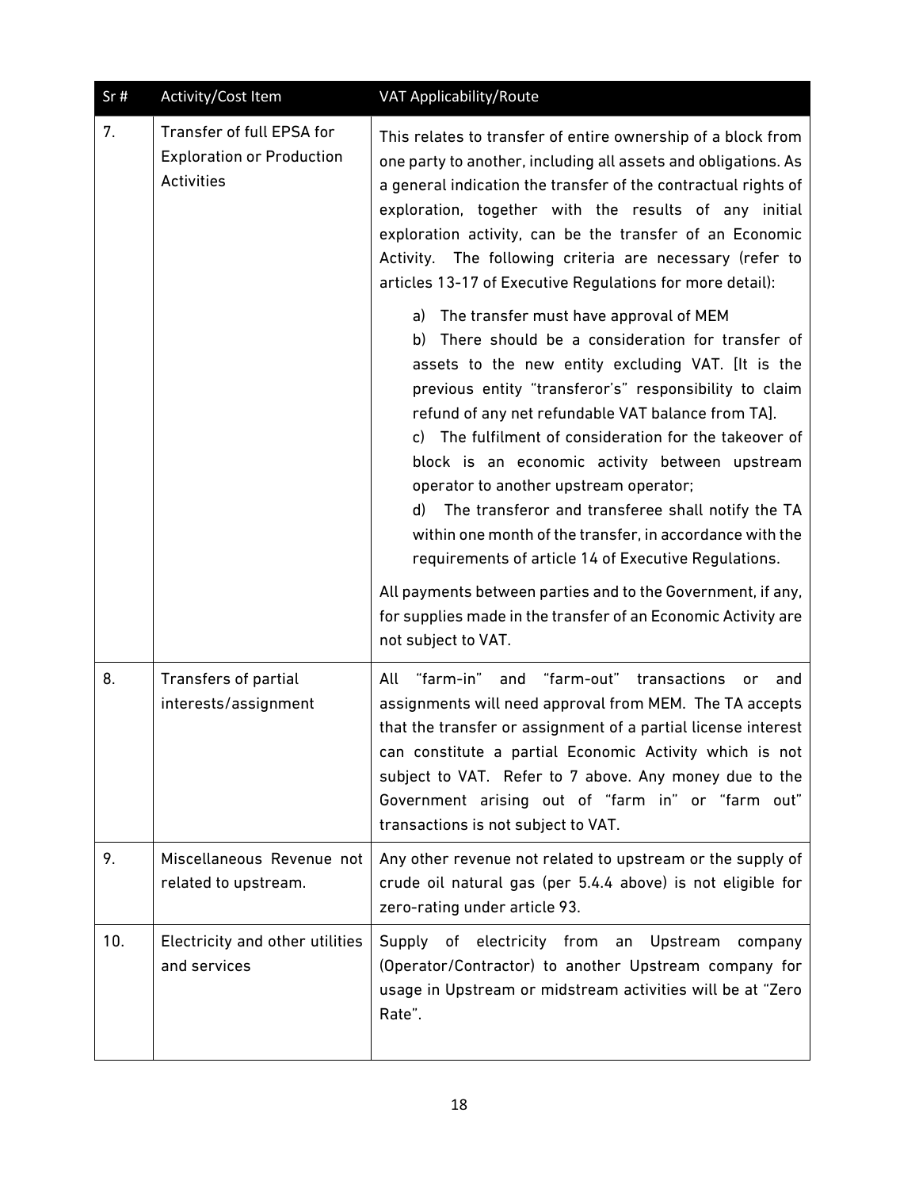| Sr # | Activity/Cost Item | VAT Applicability/Route |
|---|---|---|
| 7. | Transfer of full EPSA for Exploration or Production Activities | This relates to transfer of entire ownership of a block from one party to another, including all assets and obligations. As a general indication the transfer of the contractual rights of exploration, together with the results of any initial exploration activity, can be the transfer of an Economic Activity. The following criteria are necessary (refer to articles 13-17 of Executive Regulations for more detail):<br><br>a) The transfer must have approval of MEM<br>b) There should be a consideration for transfer of assets to the new entity excluding VAT. [It is the previous entity "transferor's" responsibility to claim refund of any net refundable VAT balance from TA].<br>c) The fulfilment of consideration for the takeover of block is an economic activity between upstream operator to another upstream operator;<br>d) The transferor and transferee shall notify the TA within one month of the transfer, in accordance with the requirements of article 14 of Executive Regulations.<br><br>All payments between parties and to the Government, if any, for supplies made in the transfer of an Economic Activity are not subject to VAT. |
| 8. | Transfers of partial interests/assignment | All "farm-in" and "farm-out" transactions or and assignments will need approval from MEM. The TA accepts that the transfer or assignment of a partial license interest can constitute a partial Economic Activity which is not subject to VAT. Refer to 7 above. Any money due to the Government arising out of "farm in" or "farm out" transactions is not subject to VAT. |
| 9. | Miscellaneous Revenue not related to upstream. | Any other revenue not related to upstream or the supply of crude oil natural gas (per 5.4.4 above) is not eligible for zero-rating under article 93. |
| 10. | Electricity and other utilities and services | Supply of electricity from an Upstream company (Operator/Contractor) to another Upstream company for usage in Upstream or midstream activities will be at "Zero Rate". |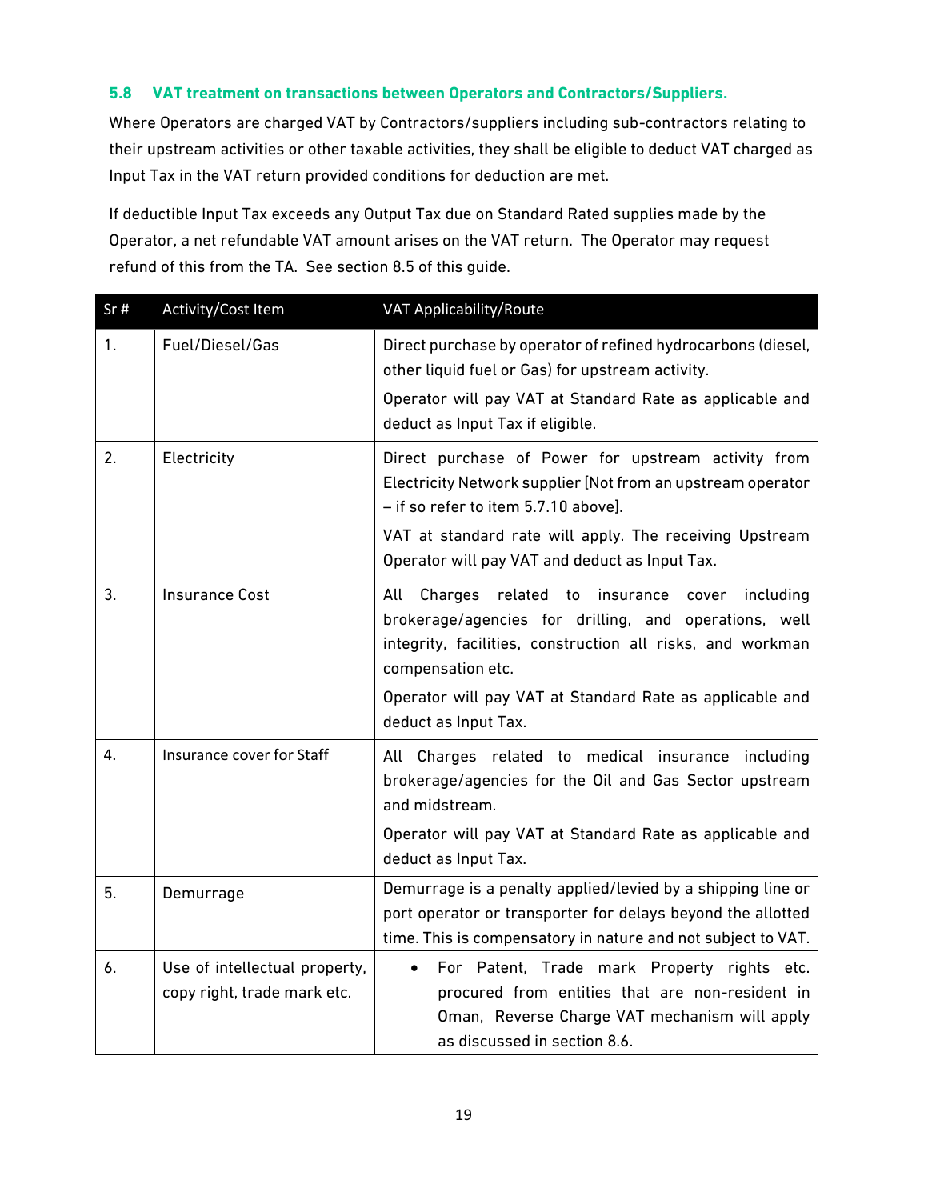### 5.8 VAT treatment on transactions between Operators and Contractors/Suppliers.

Where Operators are charged VAT by Contractors/suppliers including sub-contractors relating to their upstream activities or other taxable activities, they shall be eligible to deduct VAT charged as Input Tax in the VAT return provided conditions for deduction are met.

If deductible Input Tax exceeds any Output Tax due on Standard Rated supplies made by the Operator, a net refundable VAT amount arises on the VAT return. The Operator may request refund of this from the TA. See section 8.5 of this guide.

| Sr # | Activity/Cost Item | VAT Applicability/Route |
|---|---|---|
| 1. | Fuel/Diesel/Gas | Direct purchase by operator of refined hydrocarbons (diesel, other liquid fuel or Gas) for upstream activity.<br><br>Operator will pay VAT at Standard Rate as applicable and deduct as Input Tax if eligible. |
| 2. | Electricity | Direct purchase of Power for upstream activity from Electricity Network supplier [Not from an upstream operator – if so refer to item 5.7.10 above].<br><br>VAT at standard rate will apply. The receiving Upstream Operator will pay VAT and deduct as Input Tax. |
| 3. | Insurance Cost | All Charges related to insurance cover including brokerage/agencies for drilling, and operations, well integrity, facilities, construction all risks, and workman compensation etc.<br><br>Operator will pay VAT at Standard Rate as applicable and deduct as Input Tax. |
| 4. | Insurance cover for Staff | All Charges related to medical insurance including brokerage/agencies for the Oil and Gas Sector upstream and midstream.<br><br>Operator will pay VAT at Standard Rate as applicable and deduct as Input Tax. |
| 5. | Demurrage | Demurrage is a penalty applied/levied by a shipping line or port operator or transporter for delays beyond the allotted time. This is compensatory in nature and not subject to VAT. |
| 6. | Use of intellectual property, copy right, trade mark etc. | • For Patent, Trade mark Property rights etc. procured from entities that are non-resident in Oman, Reverse Charge VAT mechanism will apply as discussed in section 8.6. |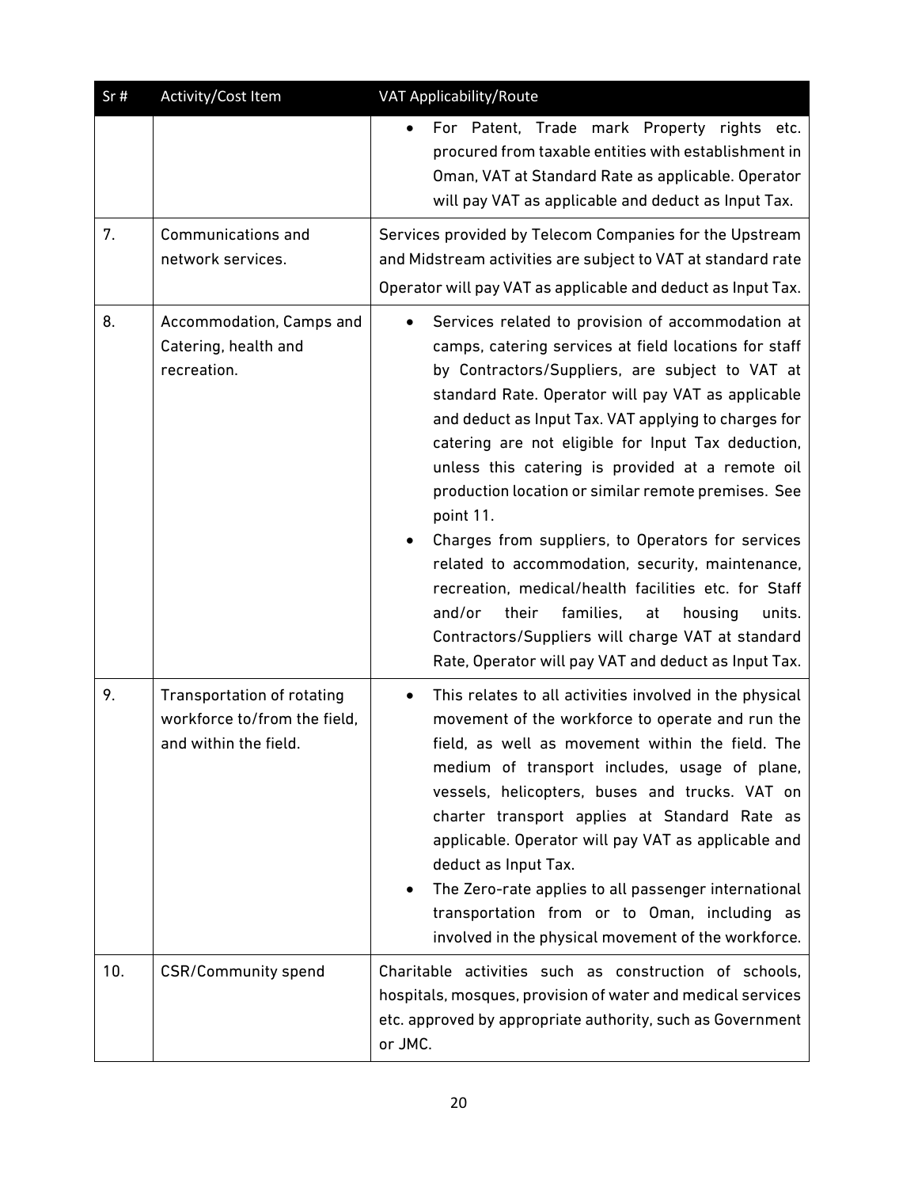| Sr # | Activity/Cost Item | VAT Applicability/Route |
|---|---|---|
| | | • For Patent, Trade mark Property rights etc. procured from taxable entities with establishment in Oman, VAT at Standard Rate as applicable. Operator will pay VAT as applicable and deduct as Input Tax. |
| 7. | Communications and network services. | Services provided by Telecom Companies for the Upstream and Midstream activities are subject to VAT at standard rate Operator will pay VAT as applicable and deduct as Input Tax. |
| 8. | Accommodation, Camps and Catering, health and recreation. | • Services related to provision of accommodation at camps, catering services at field locations for staff by Contractors/Suppliers, are subject to VAT at standard Rate. Operator will pay VAT as applicable and deduct as Input Tax. VAT applying to charges for catering are not eligible for Input Tax deduction, unless this catering is provided at a remote oil production location or similar remote premises. See point 11.<br>• Charges from suppliers, to Operators for services related to accommodation, security, maintenance, recreation, medical/health facilities etc. for Staff and/or their families, at housing units. Contractors/Suppliers will charge VAT at standard Rate, Operator will pay VAT and deduct as Input Tax. |
| 9. | Transportation of rotating workforce to/from the field, and within the field. | • This relates to all activities involved in the physical movement of the workforce to operate and run the field, as well as movement within the field. The medium of transport includes, usage of plane, vessels, helicopters, buses and trucks. VAT on charter transport applies at Standard Rate as applicable. Operator will pay VAT as applicable and deduct as Input Tax.<br>• The Zero-rate applies to all passenger international transportation from or to Oman, including as involved in the physical movement of the workforce. |
| 10. | CSR/Community spend | Charitable activities such as construction of schools, hospitals, mosques, provision of water and medical services etc. approved by appropriate authority, such as Government or JMC. |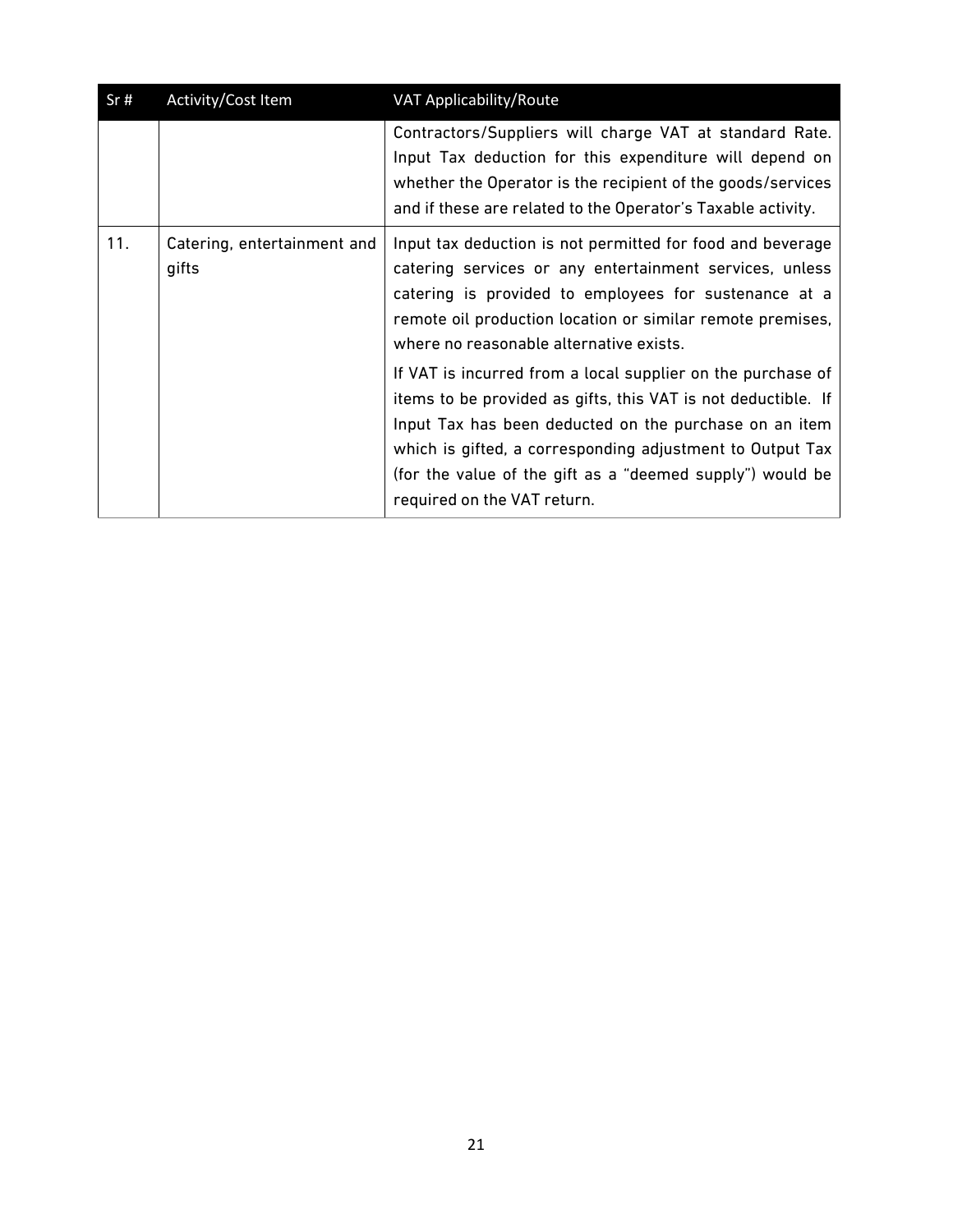| Sr # | Activity/Cost Item | VAT Applicability/Route |
|---|---|---|
| | | Contractors/Suppliers will charge VAT at standard Rate. Input Tax deduction for this expenditure will depend on whether the Operator is the recipient of the goods/services and if these are related to the Operator's Taxable activity. |
| 11. | Catering, entertainment and gifts | Input tax deduction is not permitted for food and beverage catering services or any entertainment services, unless catering is provided to employees for sustenance at a remote oil production location or similar remote premises, where no reasonable alternative exists.<br><br>If VAT is incurred from a local supplier on the purchase of items to be provided as gifts, this VAT is not deductible. If Input Tax has been deducted on the purchase on an item which is gifted, a corresponding adjustment to Output Tax (for the value of the gift as a "deemed supply") would be required on the VAT return. |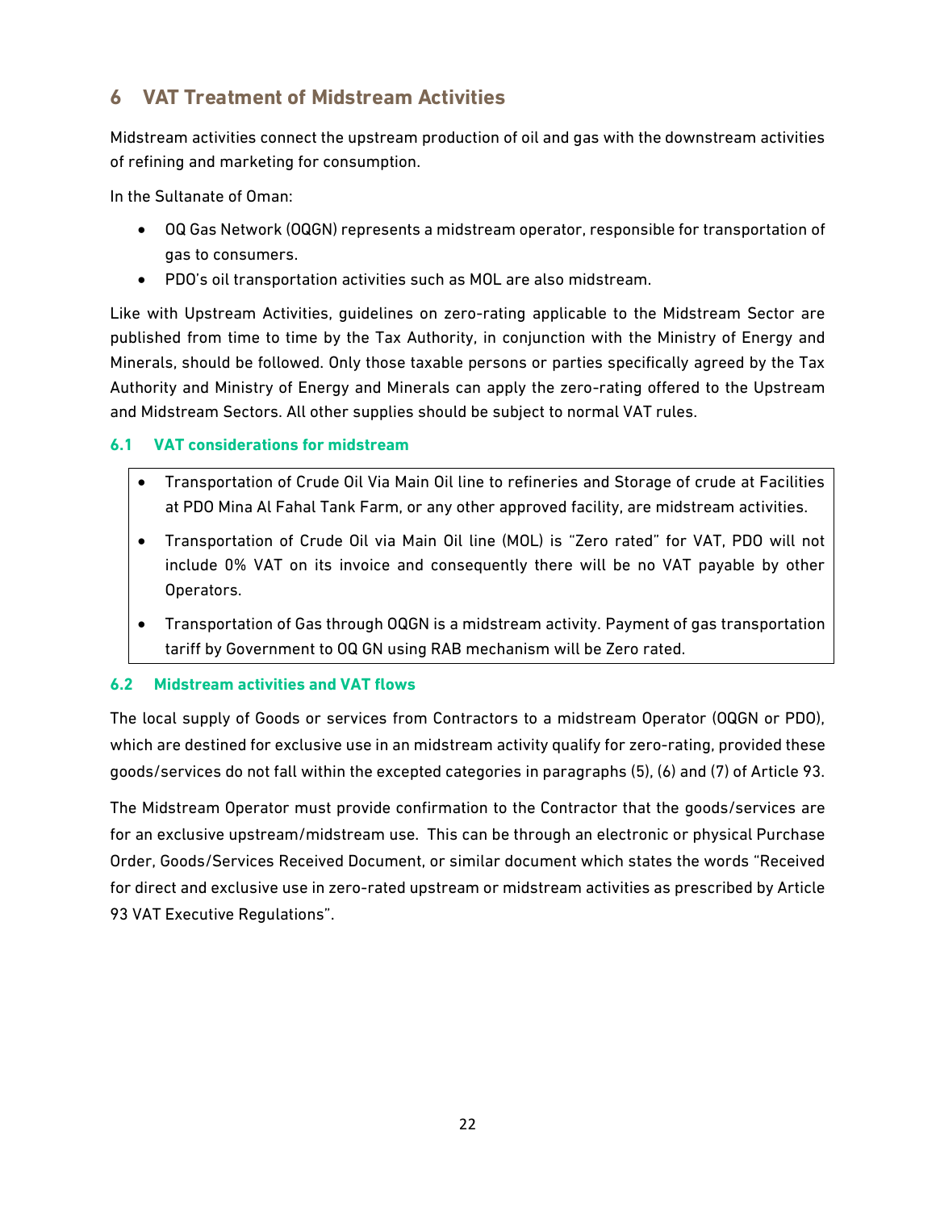# 6 VAT Treatment of Midstream Activities

Midstream activities connect the upstream production of oil and gas with the downstream activities of refining and marketing for consumption.

In the Sultanate of Oman:

- OQ Gas Network (OQGN) represents a midstream operator, responsible for transportation of gas to consumers.
- PDO's oil transportation activities such as MOL are also midstream.

Like with Upstream Activities, guidelines on zero-rating applicable to the Midstream Sector are published from time to time by the Tax Authority, in conjunction with the Ministry of Energy and Minerals, should be followed. Only those taxable persons or parties specifically agreed by the Tax Authority and Ministry of Energy and Minerals can apply the zero-rating offered to the Upstream and Midstream Sectors. All other supplies should be subject to normal VAT rules.

## 6.1 VAT considerations for midstream

- Transportation of Crude Oil Via Main Oil line to refineries and Storage of crude at Facilities at PDO Mina Al Fahal Tank Farm, or any other approved facility, are midstream activities.
- Transportation of Crude Oil via Main Oil line (MOL) is "Zero rated" for VAT, PDO will not include 0% VAT on its invoice and consequently there will be no VAT payable by other Operators.
- Transportation of Gas through OQGN is a midstream activity. Payment of gas transportation tariff by Government to OQ GN using RAB mechanism will be Zero rated.

## 6.2 Midstream activities and VAT flows

The local supply of Goods or services from Contractors to a midstream Operator (OQGN or PDO), which are destined for exclusive use in an midstream activity qualify for zero-rating, provided these goods/services do not fall within the excepted categories in paragraphs (5), (6) and (7) of Article 93.

The Midstream Operator must provide confirmation to the Contractor that the goods/services are for an exclusive upstream/midstream use. This can be through an electronic or physical Purchase Order, Goods/Services Received Document, or similar document which states the words "Received for direct and exclusive use in zero-rated upstream or midstream activities as prescribed by Article 93 VAT Executive Regulations".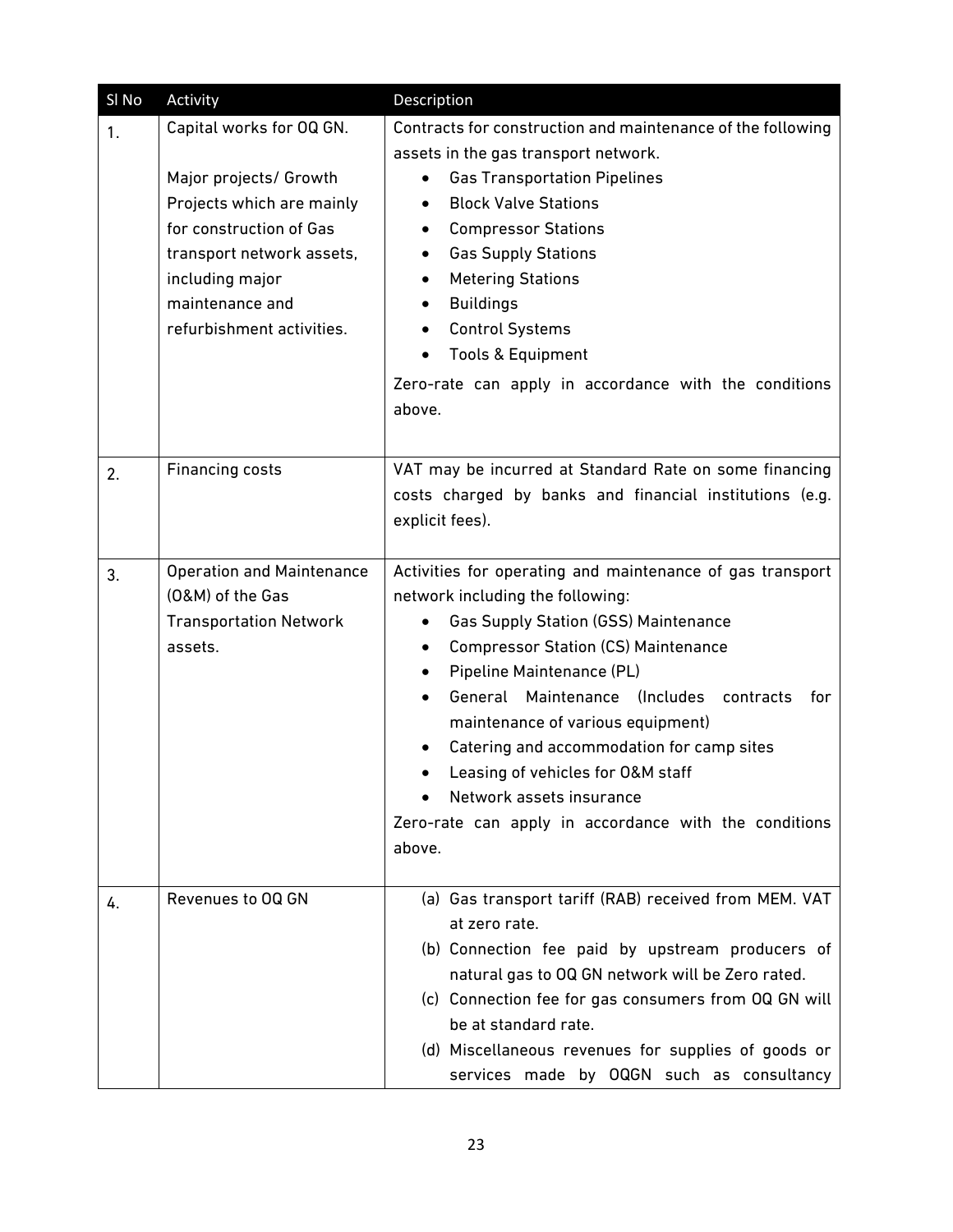| Sl No | Activity | Description |
| --- | --- | --- |
| 1. | Capital works for OQ GN.<br><br>Major projects/ Growth Projects which are mainly for construction of Gas transport network assets, including major maintenance and refurbishment activities. | Contracts for construction and maintenance of the following assets in the gas transport network.<br>• Gas Transportation Pipelines<br>• Block Valve Stations<br>• Compressor Stations<br>• Gas Supply Stations<br>• Metering Stations<br>• Buildings<br>• Control Systems<br>• Tools & Equipment<br><br>Zero-rate can apply in accordance with the conditions above. |
| 2. | Financing costs | VAT may be incurred at Standard Rate on some financing costs charged by banks and financial institutions (e.g. explicit fees). |
| 3. | Operation and Maintenance (O&M) of the Gas Transportation Network assets. | Activities for operating and maintenance of gas transport network including the following:<br>• Gas Supply Station (GSS) Maintenance<br>• Compressor Station (CS) Maintenance<br>• Pipeline Maintenance (PL)<br>• General Maintenance (Includes contracts for maintenance of various equipment)<br>• Catering and accommodation for camp sites<br>• Leasing of vehicles for O&M staff<br>• Network assets insurance<br><br>Zero-rate can apply in accordance with the conditions above. |
| 4. | Revenues to OQ GN | (a) Gas transport tariff (RAB) received from MEM. VAT at zero rate.<br>(b) Connection fee paid by upstream producers of natural gas to OQ GN network will be Zero rated.<br>(c) Connection fee for gas consumers from OQ GN will be at standard rate.<br>(d) Miscellaneous revenues for supplies of goods or services made by OQGN such as consultancy |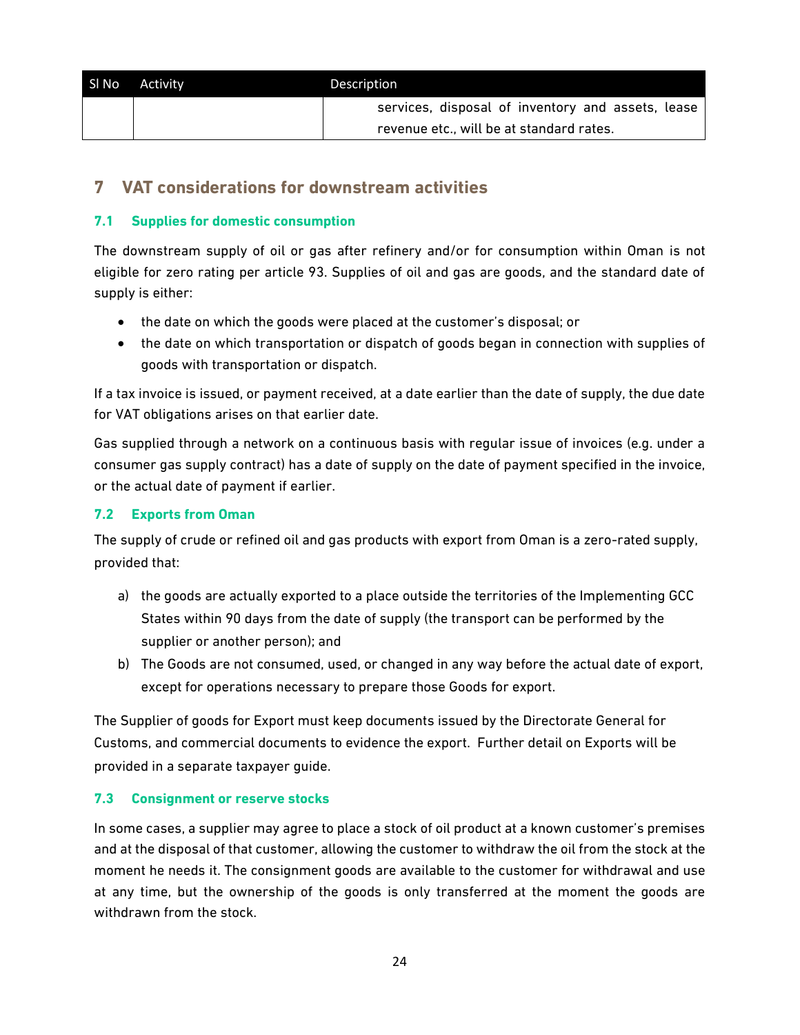| Sl No | Activity | Description |
|---|---|---|
| | | services, disposal of inventory and assets, lease revenue etc., will be at standard rates. |

## 7 VAT considerations for downstream activities

### 7.1 Supplies for domestic consumption

The downstream supply of oil or gas after refinery and/or for consumption within Oman is not eligible for zero rating per article 93. Supplies of oil and gas are goods, and the standard date of supply is either:

- the date on which the goods were placed at the customer's disposal; or
- the date on which transportation or dispatch of goods began in connection with supplies of goods with transportation or dispatch.

If a tax invoice is issued, or payment received, at a date earlier than the date of supply, the due date for VAT obligations arises on that earlier date.

Gas supplied through a network on a continuous basis with regular issue of invoices (e.g. under a consumer gas supply contract) has a date of supply on the date of payment specified in the invoice, or the actual date of payment if earlier.

### 7.2 Exports from Oman

The supply of crude or refined oil and gas products with export from Oman is a zero-rated supply, provided that:

a) the goods are actually exported to a place outside the territories of the Implementing GCC States within 90 days from the date of supply (the transport can be performed by the supplier or another person); and
b) The Goods are not consumed, used, or changed in any way before the actual date of export, except for operations necessary to prepare those Goods for export.

The Supplier of goods for Export must keep documents issued by the Directorate General for Customs, and commercial documents to evidence the export. Further detail on Exports will be provided in a separate taxpayer guide.

### 7.3 Consignment or reserve stocks

In some cases, a supplier may agree to place a stock of oil product at a known customer's premises and at the disposal of that customer, allowing the customer to withdraw the oil from the stock at the moment he needs it. The consignment goods are available to the customer for withdrawal and use at any time, but the ownership of the goods is only transferred at the moment the goods are withdrawn from the stock.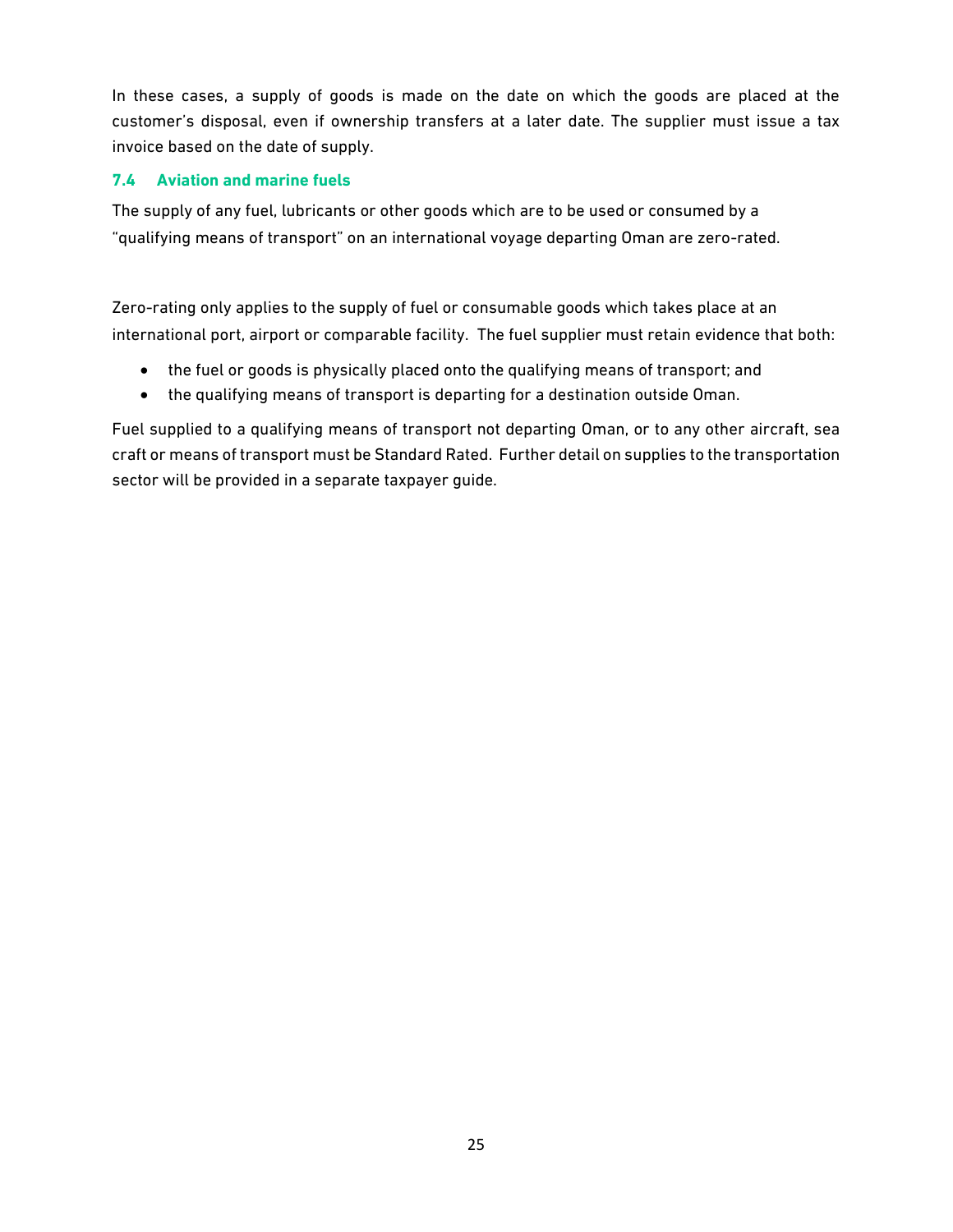In these cases, a supply of goods is made on the date on which the goods are placed at the customer's disposal, even if ownership transfers at a later date. The supplier must issue a tax invoice based on the date of supply.

### 7.4 Aviation and marine fuels

The supply of any fuel, lubricants or other goods which are to be used or consumed by a "qualifying means of transport" on an international voyage departing Oman are zero-rated.

Zero-rating only applies to the supply of fuel or consumable goods which takes place at an international port, airport or comparable facility. The fuel supplier must retain evidence that both:

- the fuel or goods is physically placed onto the qualifying means of transport; and
- the qualifying means of transport is departing for a destination outside Oman.

Fuel supplied to a qualifying means of transport not departing Oman, or to any other aircraft, sea craft or means of transport must be Standard Rated. Further detail on supplies to the transportation sector will be provided in a separate taxpayer guide.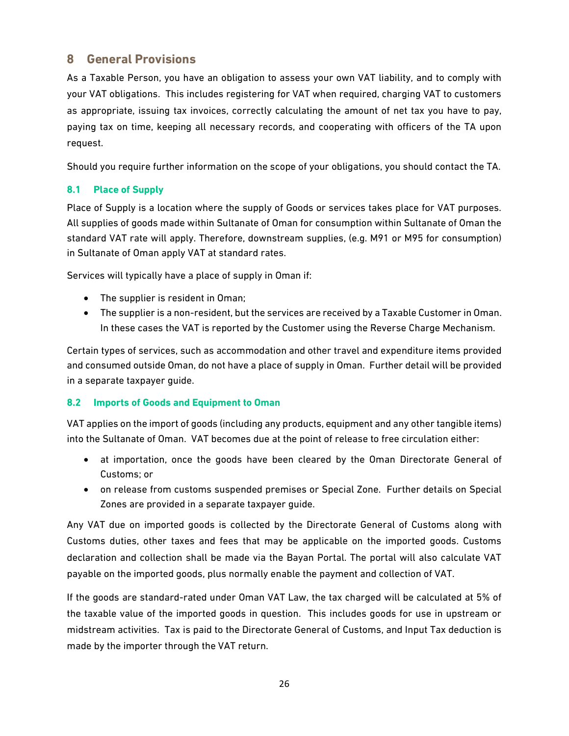## 8 General Provisions

As a Taxable Person, you have an obligation to assess your own VAT liability, and to comply with your VAT obligations. This includes registering for VAT when required, charging VAT to customers as appropriate, issuing tax invoices, correctly calculating the amount of net tax you have to pay, paying tax on time, keeping all necessary records, and cooperating with officers of the TA upon request.

Should you require further information on the scope of your obligations, you should contact the TA.

### 8.1 Place of Supply

Place of Supply is a location where the supply of Goods or services takes place for VAT purposes. All supplies of goods made within Sultanate of Oman for consumption within Sultanate of Oman the standard VAT rate will apply. Therefore, downstream supplies, (e.g. M91 or M95 for consumption) in Sultanate of Oman apply VAT at standard rates.

Services will typically have a place of supply in Oman if:

- The supplier is resident in Oman;
- The supplier is a non-resident, but the services are received by a Taxable Customer in Oman. In these cases the VAT is reported by the Customer using the Reverse Charge Mechanism.

Certain types of services, such as accommodation and other travel and expenditure items provided and consumed outside Oman, do not have a place of supply in Oman. Further detail will be provided in a separate taxpayer guide.

### 8.2 Imports of Goods and Equipment to Oman

VAT applies on the import of goods (including any products, equipment and any other tangible items) into the Sultanate of Oman. VAT becomes due at the point of release to free circulation either:

- at importation, once the goods have been cleared by the Oman Directorate General of Customs; or
- on release from customs suspended premises or Special Zone. Further details on Special Zones are provided in a separate taxpayer guide.

Any VAT due on imported goods is collected by the Directorate General of Customs along with Customs duties, other taxes and fees that may be applicable on the imported goods. Customs declaration and collection shall be made via the Bayan Portal. The portal will also calculate VAT payable on the imported goods, plus normally enable the payment and collection of VAT.

If the goods are standard-rated under Oman VAT Law, the tax charged will be calculated at 5% of the taxable value of the imported goods in question. This includes goods for use in upstream or midstream activities. Tax is paid to the Directorate General of Customs, and Input Tax deduction is made by the importer through the VAT return.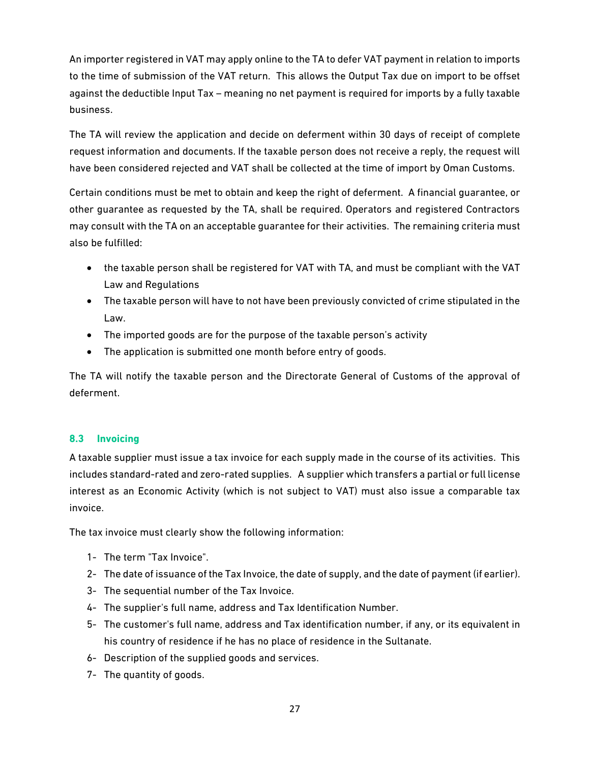An importer registered in VAT may apply online to the TA to defer VAT payment in relation to imports to the time of submission of the VAT return. This allows the Output Tax due on import to be offset against the deductible Input Tax – meaning no net payment is required for imports by a fully taxable business.

The TA will review the application and decide on deferment within 30 days of receipt of complete request information and documents. If the taxable person does not receive a reply, the request will have been considered rejected and VAT shall be collected at the time of import by Oman Customs.

Certain conditions must be met to obtain and keep the right of deferment. A financial guarantee, or other guarantee as requested by the TA, shall be required. Operators and registered Contractors may consult with the TA on an acceptable guarantee for their activities. The remaining criteria must also be fulfilled:

- the taxable person shall be registered for VAT with TA, and must be compliant with the VAT Law and Regulations
- The taxable person will have to not have been previously convicted of crime stipulated in the Law.
- The imported goods are for the purpose of the taxable person's activity
- The application is submitted one month before entry of goods.

The TA will notify the taxable person and the Directorate General of Customs of the approval of deferment.

### 8.3 Invoicing

A taxable supplier must issue a tax invoice for each supply made in the course of its activities. This includes standard-rated and zero-rated supplies. A supplier which transfers a partial or full license interest as an Economic Activity (which is not subject to VAT) must also issue a comparable tax invoice.

The tax invoice must clearly show the following information:

1- The term "Tax Invoice".
2- The date of issuance of the Tax Invoice, the date of supply, and the date of payment (if earlier).
3- The sequential number of the Tax Invoice.
4- The supplier's full name, address and Tax Identification Number.
5- The customer's full name, address and Tax identification number, if any, or its equivalent in his country of residence if he has no place of residence in the Sultanate.
6- Description of the supplied goods and services.
7- The quantity of goods.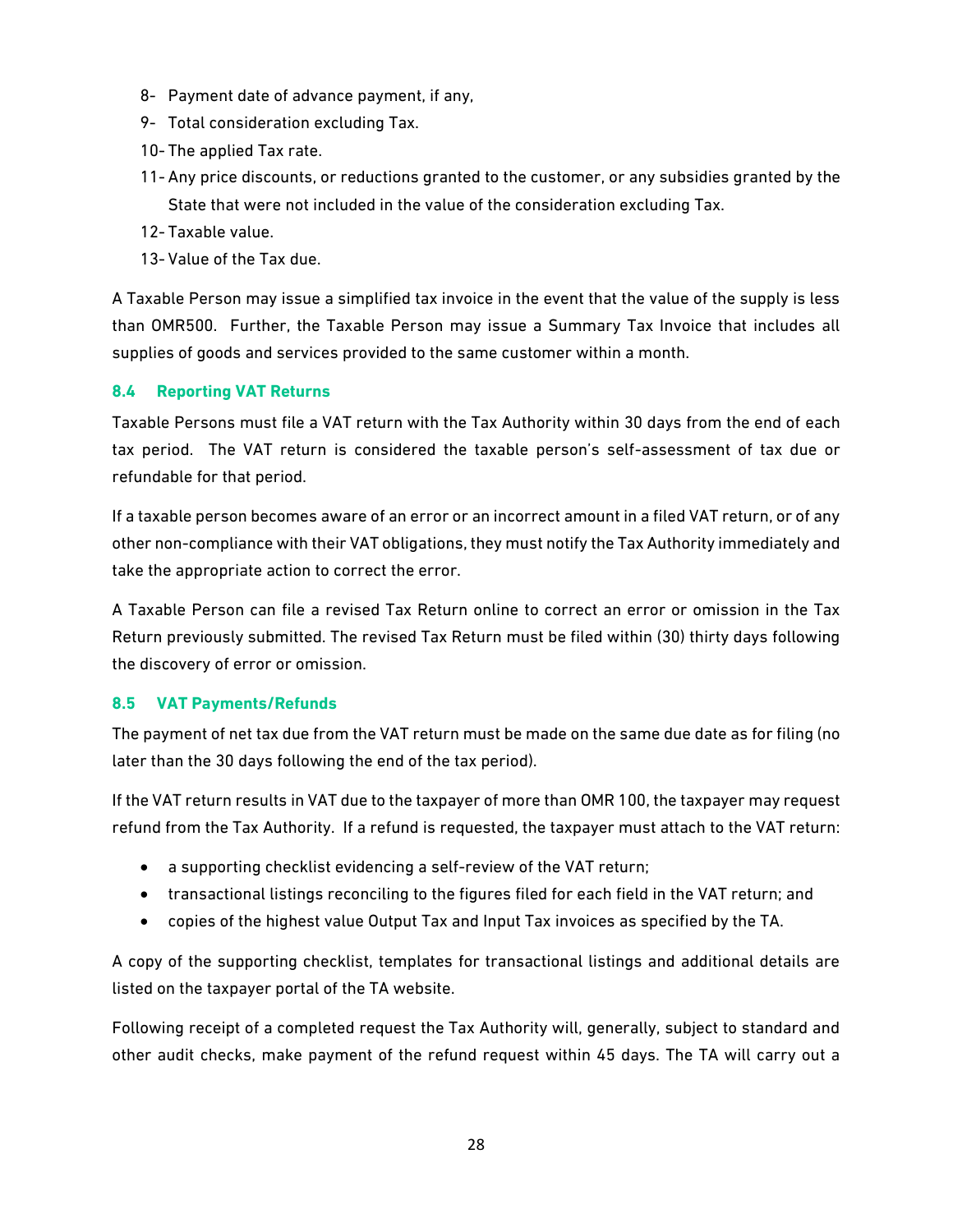8- Payment date of advance payment, if any,
9- Total consideration excluding Tax.
10- The applied Tax rate.
11- Any price discounts, or reductions granted to the customer, or any subsidies granted by the State that were not included in the value of the consideration excluding Tax.
12- Taxable value.
13- Value of the Tax due.

A Taxable Person may issue a simplified tax invoice in the event that the value of the supply is less than OMR500. Further, the Taxable Person may issue a Summary Tax Invoice that includes all supplies of goods and services provided to the same customer within a month.

### 8.4 Reporting VAT Returns

Taxable Persons must file a VAT return with the Tax Authority within 30 days from the end of each tax period. The VAT return is considered the taxable person's self-assessment of tax due or refundable for that period.

If a taxable person becomes aware of an error or an incorrect amount in a filed VAT return, or of any other non-compliance with their VAT obligations, they must notify the Tax Authority immediately and take the appropriate action to correct the error.

A Taxable Person can file a revised Tax Return online to correct an error or omission in the Tax Return previously submitted. The revised Tax Return must be filed within (30) thirty days following the discovery of error or omission.

### 8.5 VAT Payments/Refunds

The payment of net tax due from the VAT return must be made on the same due date as for filing (no later than the 30 days following the end of the tax period).

If the VAT return results in VAT due to the taxpayer of more than OMR 100, the taxpayer may request refund from the Tax Authority. If a refund is requested, the taxpayer must attach to the VAT return:

- a supporting checklist evidencing a self-review of the VAT return;
- transactional listings reconciling to the figures filed for each field in the VAT return; and
- copies of the highest value Output Tax and Input Tax invoices as specified by the TA.

A copy of the supporting checklist, templates for transactional listings and additional details are listed on the taxpayer portal of the TA website.

Following receipt of a completed request the Tax Authority will, generally, subject to standard and other audit checks, make payment of the refund request within 45 days. The TA will carry out a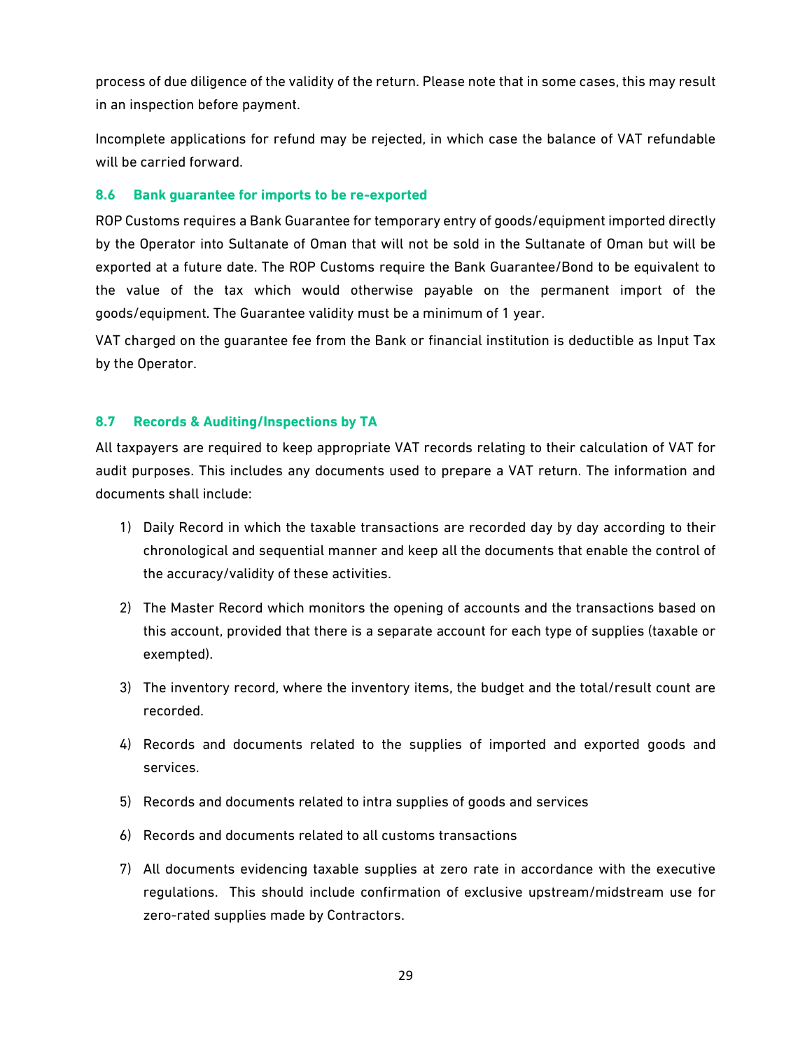process of due diligence of the validity of the return. Please note that in some cases, this may result in an inspection before payment.

Incomplete applications for refund may be rejected, in which case the balance of VAT refundable will be carried forward.

### 8.6 Bank guarantee for imports to be re-exported

ROP Customs requires a Bank Guarantee for temporary entry of goods/equipment imported directly by the Operator into Sultanate of Oman that will not be sold in the Sultanate of Oman but will be exported at a future date. The ROP Customs require the Bank Guarantee/Bond to be equivalent to the value of the tax which would otherwise payable on the permanent import of the goods/equipment. The Guarantee validity must be a minimum of 1 year.

VAT charged on the guarantee fee from the Bank or financial institution is deductible as Input Tax by the Operator.

### 8.7 Records & Auditing/Inspections by TA

All taxpayers are required to keep appropriate VAT records relating to their calculation of VAT for audit purposes. This includes any documents used to prepare a VAT return. The information and documents shall include:

1) Daily Record in which the taxable transactions are recorded day by day according to their chronological and sequential manner and keep all the documents that enable the control of the accuracy/validity of these activities.

2) The Master Record which monitors the opening of accounts and the transactions based on this account, provided that there is a separate account for each type of supplies (taxable or exempted).

3) The inventory record, where the inventory items, the budget and the total/result count are recorded.

4) Records and documents related to the supplies of imported and exported goods and services.

5) Records and documents related to intra supplies of goods and services

6) Records and documents related to all customs transactions

7) All documents evidencing taxable supplies at zero rate in accordance with the executive regulations. This should include confirmation of exclusive upstream/midstream use for zero-rated supplies made by Contractors.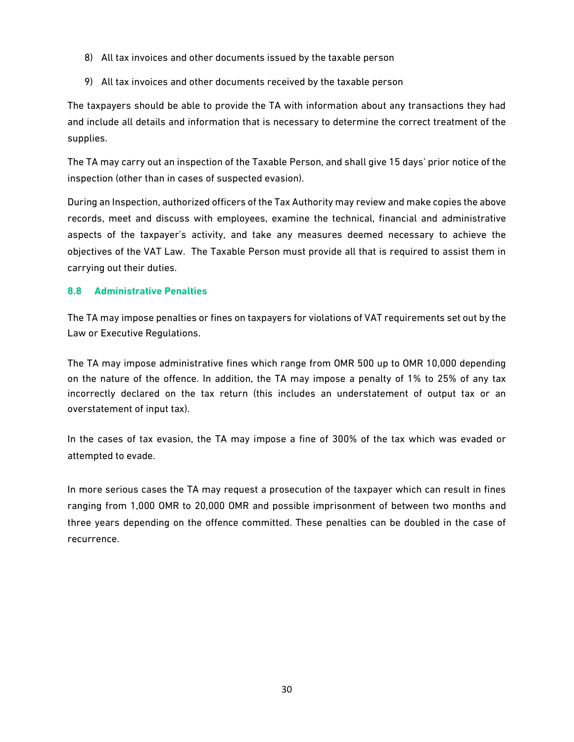8) All tax invoices and other documents issued by the taxable person

9) All tax invoices and other documents received by the taxable person

The taxpayers should be able to provide the TA with information about any transactions they had and include all details and information that is necessary to determine the correct treatment of the supplies.

The TA may carry out an inspection of the Taxable Person, and shall give 15 days' prior notice of the inspection (other than in cases of suspected evasion).

During an Inspection, authorized officers of the Tax Authority may review and make copies the above records, meet and discuss with employees, examine the technical, financial and administrative aspects of the taxpayer's activity, and take any measures deemed necessary to achieve the objectives of the VAT Law. The Taxable Person must provide all that is required to assist them in carrying out their duties.

### 8.8 Administrative Penalties

The TA may impose penalties or fines on taxpayers for violations of VAT requirements set out by the Law or Executive Regulations.

The TA may impose administrative fines which range from OMR 500 up to OMR 10,000 depending on the nature of the offence. In addition, the TA may impose a penalty of 1% to 25% of any tax incorrectly declared on the tax return (this includes an understatement of output tax or an overstatement of input tax).

In the cases of tax evasion, the TA may impose a fine of 300% of the tax which was evaded or attempted to evade.

In more serious cases the TA may request a prosecution of the taxpayer which can result in fines ranging from 1,000 OMR to 20,000 OMR and possible imprisonment of between two months and three years depending on the offence committed. These penalties can be doubled in the case of recurrence.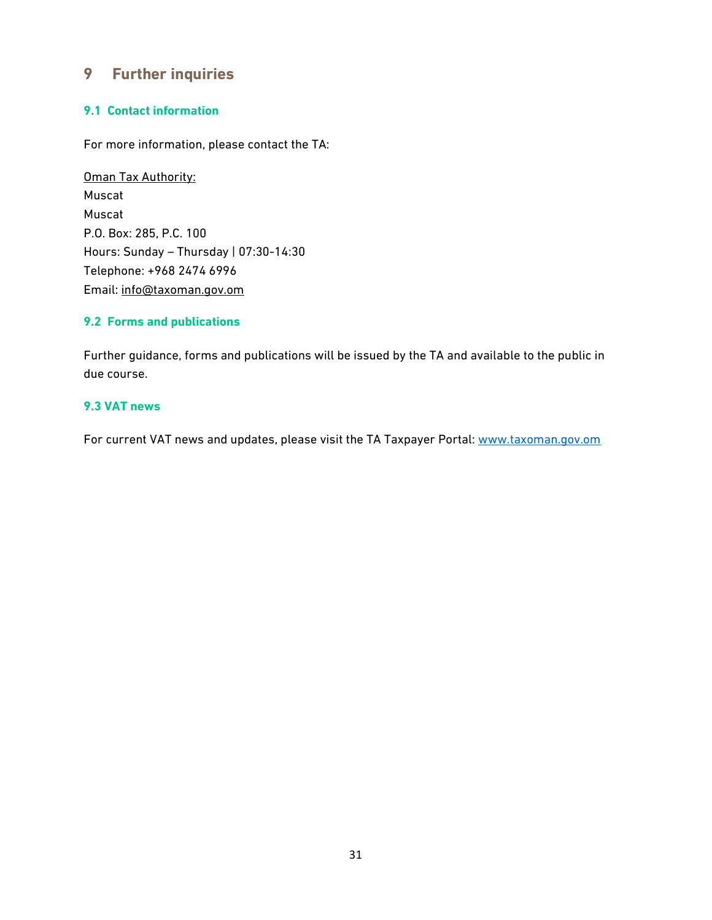# 9 Further inquiries

## 9.1 Contact information

For more information, please contact the TA:

Oman Tax Authority:
Muscat
Muscat
P.O. Box: 285, P.C. 100
Hours: Sunday – Thursday | 07:30-14:30
Telephone: +968 2474 6996
Email: info@taxoman.gov.om

## 9.2 Forms and publications

Further guidance, forms and publications will be issued by the TA and available to the public in due course.

## 9.3 VAT news

For current VAT news and updates, please visit the TA Taxpayer Portal: www.taxoman.gov.om